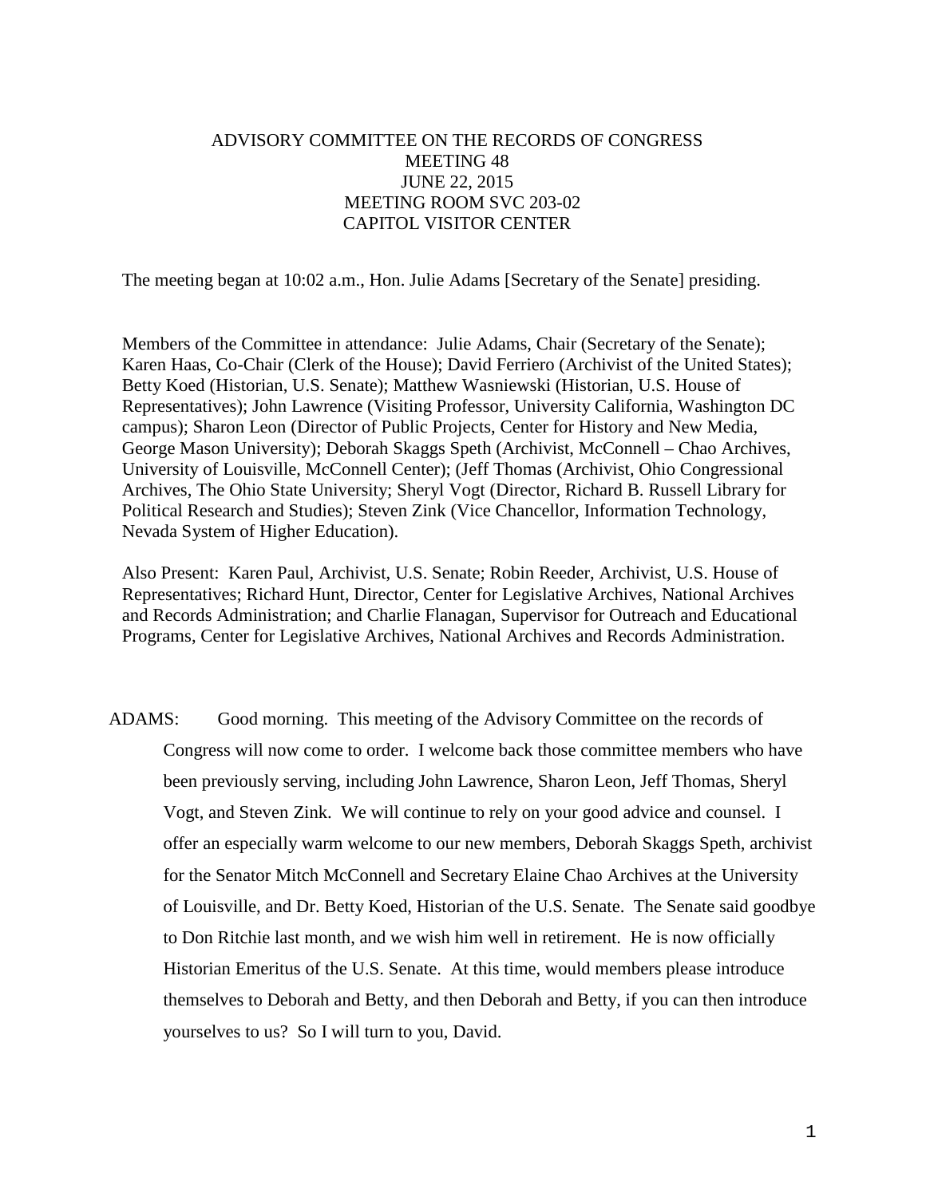# ADVISORY COMMITTEE ON THE RECORDS OF CONGRESS
## MEETING 48
## JUNE 22, 2015
## MEETING ROOM SVC 203-02
## CAPITOL VISITOR CENTER

The meeting began at 10:02 a.m., Hon. Julie Adams [Secretary of the Senate] presiding.

Members of the Committee in attendance: Julie Adams, Chair (Secretary of the Senate); Karen Haas, Co-Chair (Clerk of the House); David Ferriero (Archivist of the United States); Betty Koed (Historian, U.S. Senate); Matthew Wasniewski (Historian, U.S. House of Representatives); John Lawrence (Visiting Professor, University California, Washington DC campus); Sharon Leon (Director of Public Projects, Center for History and New Media, George Mason University); Deborah Skaggs Speth (Archivist, McConnell – Chao Archives, University of Louisville, McConnell Center); (Jeff Thomas (Archivist, Ohio Congressional Archives, The Ohio State University; Sheryl Vogt (Director, Richard B. Russell Library for Political Research and Studies); Steven Zink (Vice Chancellor, Information Technology, Nevada System of Higher Education).

Also Present: Karen Paul, Archivist, U.S. Senate; Robin Reeder, Archivist, U.S. House of Representatives; Richard Hunt, Director, Center for Legislative Archives, National Archives and Records Administration; and Charlie Flanagan, Supervisor for Outreach and Educational Programs, Center for Legislative Archives, National Archives and Records Administration.

ADAMS: Good morning. This meeting of the Advisory Committee on the records of Congress will now come to order. I welcome back those committee members who have been previously serving, including John Lawrence, Sharon Leon, Jeff Thomas, Sheryl Vogt, and Steven Zink. We will continue to rely on your good advice and counsel. I offer an especially warm welcome to our new members, Deborah Skaggs Speth, archivist for the Senator Mitch McConnell and Secretary Elaine Chao Archives at the University of Louisville, and Dr. Betty Koed, Historian of the U.S. Senate. The Senate said goodbye to Don Ritchie last month, and we wish him well in retirement. He is now officially Historian Emeritus of the U.S. Senate. At this time, would members please introduce themselves to Deborah and Betty, and then Deborah and Betty, if you can then introduce yourselves to us? So I will turn to you, David.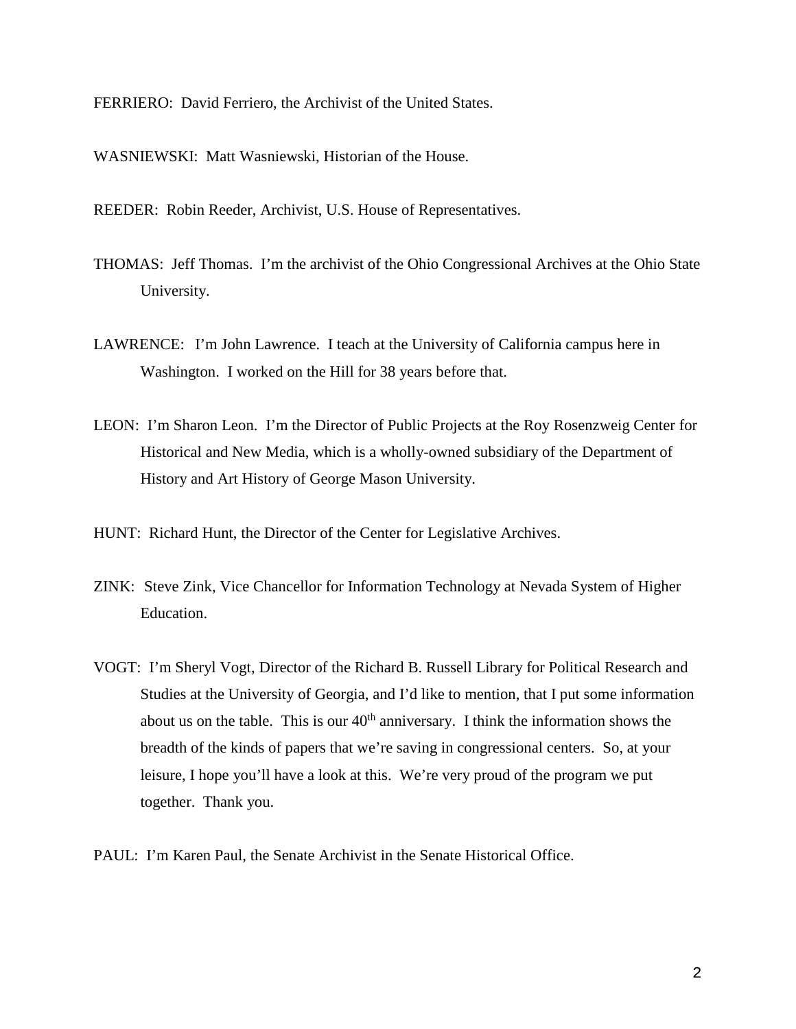FERRIERO: David Ferriero, the Archivist of the United States.

WASNIEWSKI: Matt Wasniewski, Historian of the House.

REEDER: Robin Reeder, Archivist, U.S. House of Representatives.

THOMAS: Jeff Thomas. I'm the archivist of the Ohio Congressional Archives at the Ohio State University.

LAWRENCE: I'm John Lawrence. I teach at the University of California campus here in Washington. I worked on the Hill for 38 years before that.

LEON: I'm Sharon Leon. I'm the Director of Public Projects at the Roy Rosenzweig Center for Historical and New Media, which is a wholly-owned subsidiary of the Department of History and Art History of George Mason University.

HUNT: Richard Hunt, the Director of the Center for Legislative Archives.

ZINK: Steve Zink, Vice Chancellor for Information Technology at Nevada System of Higher Education.

VOGT: I'm Sheryl Vogt, Director of the Richard B. Russell Library for Political Research and Studies at the University of Georgia, and I'd like to mention, that I put some information about us on the table. This is our 40th anniversary. I think the information shows the breadth of the kinds of papers that we're saving in congressional centers. So, at your leisure, I hope you'll have a look at this. We're very proud of the program we put together. Thank you.

PAUL: I'm Karen Paul, the Senate Archivist in the Senate Historical Office.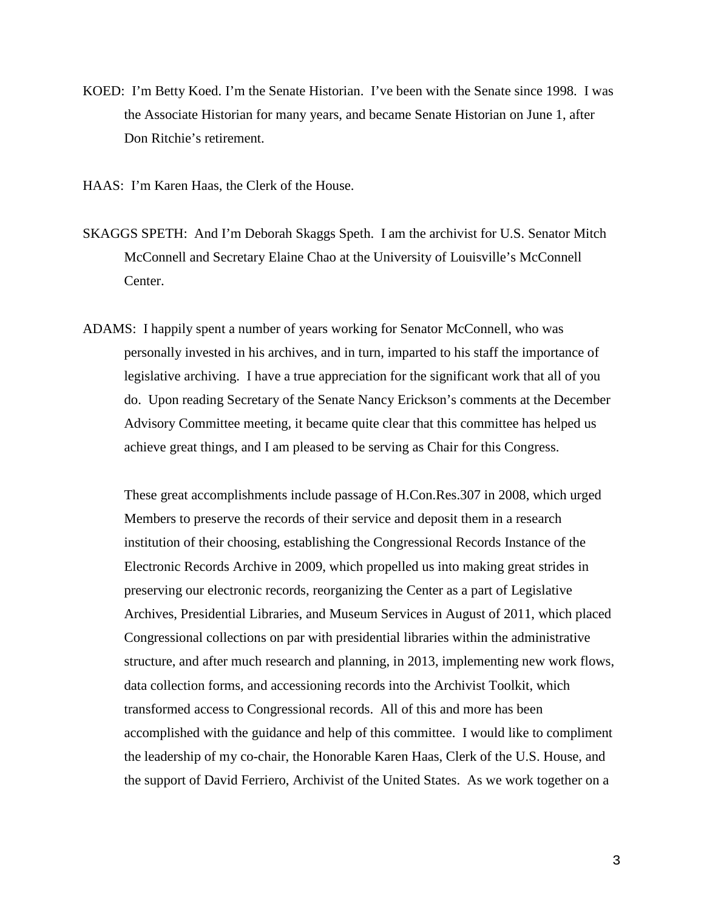KOED: I'm Betty Koed. I'm the Senate Historian. I've been with the Senate since 1998. I was the Associate Historian for many years, and became Senate Historian on June 1, after Don Ritchie's retirement.

HAAS: I'm Karen Haas, the Clerk of the House.

SKAGGS SPETH: And I'm Deborah Skaggs Speth. I am the archivist for U.S. Senator Mitch McConnell and Secretary Elaine Chao at the University of Louisville's McConnell Center.

ADAMS: I happily spent a number of years working for Senator McConnell, who was personally invested in his archives, and in turn, imparted to his staff the importance of legislative archiving. I have a true appreciation for the significant work that all of you do. Upon reading Secretary of the Senate Nancy Erickson's comments at the December Advisory Committee meeting, it became quite clear that this committee has helped us achieve great things, and I am pleased to be serving as Chair for this Congress.

These great accomplishments include passage of H.Con.Res.307 in 2008, which urged Members to preserve the records of their service and deposit them in a research institution of their choosing, establishing the Congressional Records Instance of the Electronic Records Archive in 2009, which propelled us into making great strides in preserving our electronic records, reorganizing the Center as a part of Legislative Archives, Presidential Libraries, and Museum Services in August of 2011, which placed Congressional collections on par with presidential libraries within the administrative structure, and after much research and planning, in 2013, implementing new work flows, data collection forms, and accessioning records into the Archivist Toolkit, which transformed access to Congressional records. All of this and more has been accomplished with the guidance and help of this committee. I would like to compliment the leadership of my co-chair, the Honorable Karen Haas, Clerk of the U.S. House, and the support of David Ferriero, Archivist of the United States. As we work together on a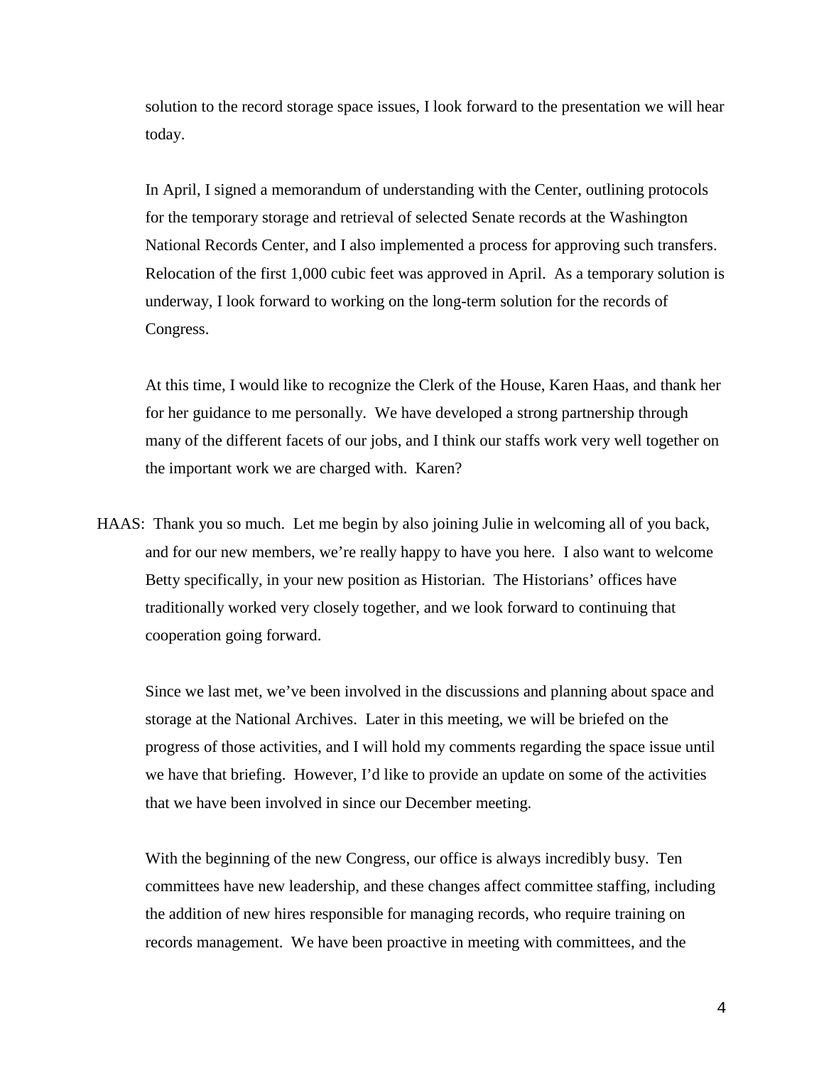solution to the record storage space issues, I look forward to the presentation we will hear today.

In April, I signed a memorandum of understanding with the Center, outlining protocols for the temporary storage and retrieval of selected Senate records at the Washington National Records Center, and I also implemented a process for approving such transfers. Relocation of the first 1,000 cubic feet was approved in April. As a temporary solution is underway, I look forward to working on the long-term solution for the records of Congress.

At this time, I would like to recognize the Clerk of the House, Karen Haas, and thank her for her guidance to me personally. We have developed a strong partnership through many of the different facets of our jobs, and I think our staffs work very well together on the important work we are charged with. Karen?

HAAS: Thank you so much. Let me begin by also joining Julie in welcoming all of you back, and for our new members, we're really happy to have you here. I also want to welcome Betty specifically, in your new position as Historian. The Historians' offices have traditionally worked very closely together, and we look forward to continuing that cooperation going forward.

Since we last met, we've been involved in the discussions and planning about space and storage at the National Archives. Later in this meeting, we will be briefed on the progress of those activities, and I will hold my comments regarding the space issue until we have that briefing. However, I'd like to provide an update on some of the activities that we have been involved in since our December meeting.

With the beginning of the new Congress, our office is always incredibly busy. Ten committees have new leadership, and these changes affect committee staffing, including the addition of new hires responsible for managing records, who require training on records management. We have been proactive in meeting with committees, and the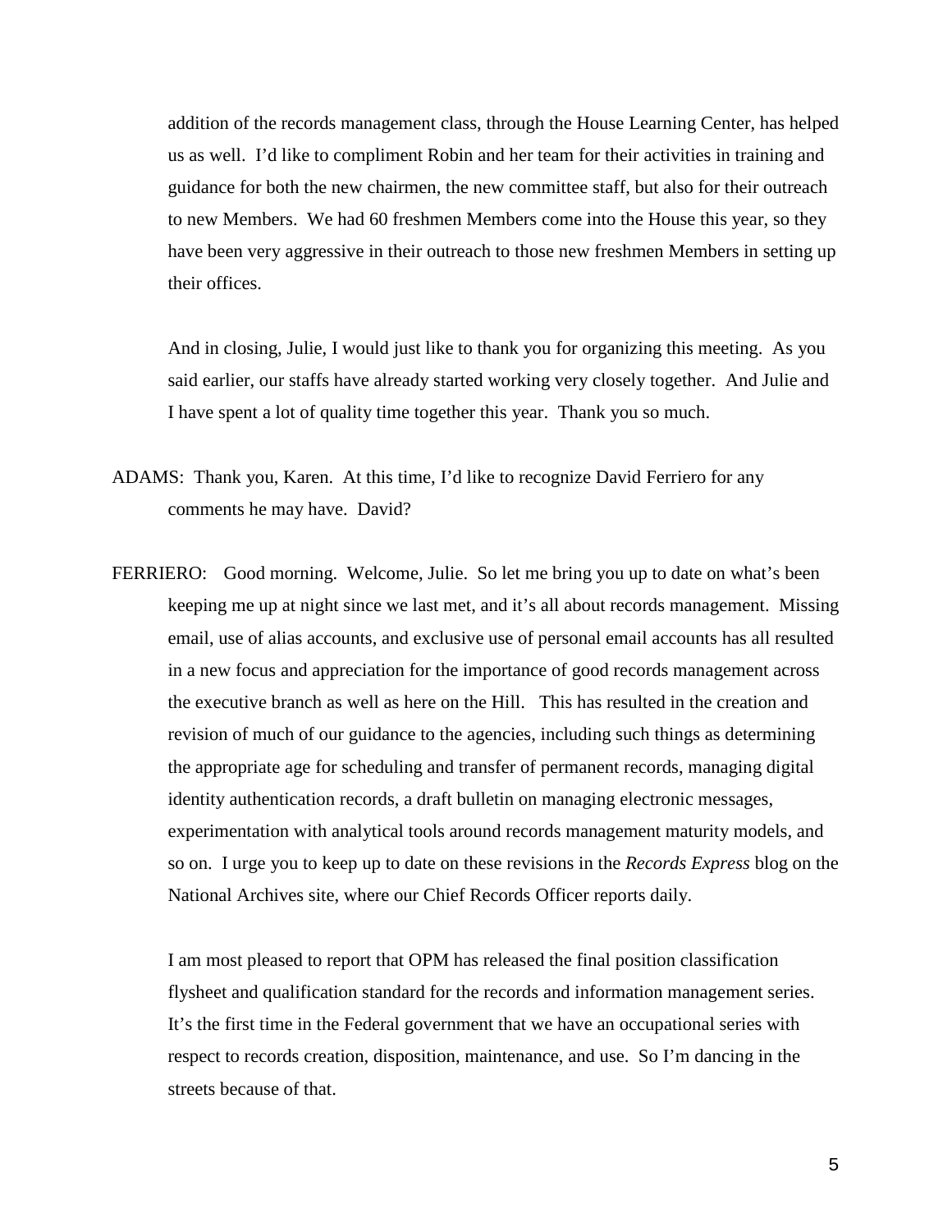addition of the records management class, through the House Learning Center, has helped us as well. I'd like to compliment Robin and her team for their activities in training and guidance for both the new chairmen, the new committee staff, but also for their outreach to new Members. We had 60 freshmen Members come into the House this year, so they have been very aggressive in their outreach to those new freshmen Members in setting up their offices.

And in closing, Julie, I would just like to thank you for organizing this meeting. As you said earlier, our staffs have already started working very closely together. And Julie and I have spent a lot of quality time together this year. Thank you so much.

ADAMS: Thank you, Karen. At this time, I'd like to recognize David Ferriero for any comments he may have. David?

FERRIERO: Good morning. Welcome, Julie. So let me bring you up to date on what's been keeping me up at night since we last met, and it's all about records management. Missing email, use of alias accounts, and exclusive use of personal email accounts has all resulted in a new focus and appreciation for the importance of good records management across the executive branch as well as here on the Hill. This has resulted in the creation and revision of much of our guidance to the agencies, including such things as determining the appropriate age for scheduling and transfer of permanent records, managing digital identity authentication records, a draft bulletin on managing electronic messages, experimentation with analytical tools around records management maturity models, and so on. I urge you to keep up to date on these revisions in the *Records Express* blog on the National Archives site, where our Chief Records Officer reports daily.

I am most pleased to report that OPM has released the final position classification flysheet and qualification standard for the records and information management series. It's the first time in the Federal government that we have an occupational series with respect to records creation, disposition, maintenance, and use. So I'm dancing in the streets because of that.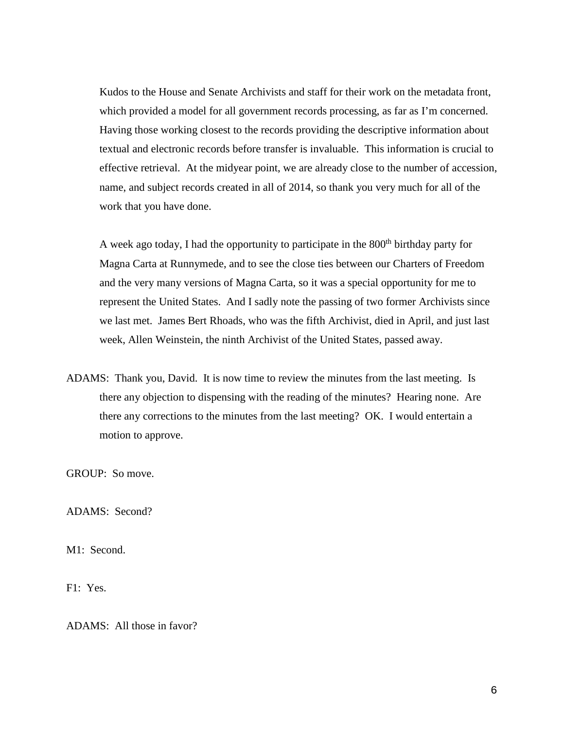Kudos to the House and Senate Archivists and staff for their work on the metadata front, which provided a model for all government records processing, as far as I'm concerned. Having those working closest to the records providing the descriptive information about textual and electronic records before transfer is invaluable. This information is crucial to effective retrieval. At the midyear point, we are already close to the number of accession, name, and subject records created in all of 2014, so thank you very much for all of the work that you have done.

A week ago today, I had the opportunity to participate in the 800th birthday party for Magna Carta at Runnymede, and to see the close ties between our Charters of Freedom and the very many versions of Magna Carta, so it was a special opportunity for me to represent the United States. And I sadly note the passing of two former Archivists since we last met. James Bert Rhoads, who was the fifth Archivist, died in April, and just last week, Allen Weinstein, the ninth Archivist of the United States, passed away.

ADAMS: Thank you, David. It is now time to review the minutes from the last meeting. Is there any objection to dispensing with the reading of the minutes? Hearing none. Are there any corrections to the minutes from the last meeting? OK. I would entertain a motion to approve.

GROUP: So move.

ADAMS: Second?

M1: Second.

F1: Yes.

ADAMS: All those in favor?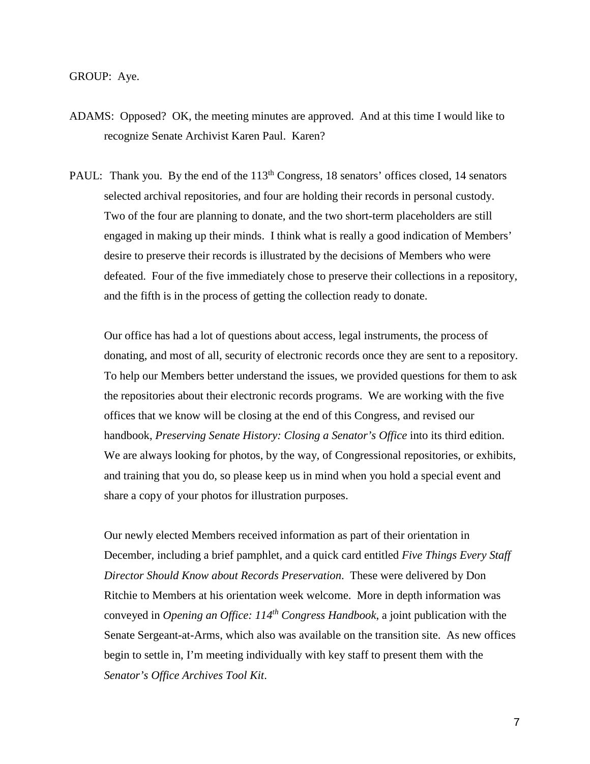GROUP: Aye.

ADAMS: Opposed? OK, the meeting minutes are approved. And at this time I would like to recognize Senate Archivist Karen Paul. Karen?

PAUL: Thank you. By the end of the 113th Congress, 18 senators' offices closed, 14 senators selected archival repositories, and four are holding their records in personal custody. Two of the four are planning to donate, and the two short-term placeholders are still engaged in making up their minds. I think what is really a good indication of Members' desire to preserve their records is illustrated by the decisions of Members who were defeated. Four of the five immediately chose to preserve their collections in a repository, and the fifth is in the process of getting the collection ready to donate.

Our office has had a lot of questions about access, legal instruments, the process of donating, and most of all, security of electronic records once they are sent to a repository. To help our Members better understand the issues, we provided questions for them to ask the repositories about their electronic records programs. We are working with the five offices that we know will be closing at the end of this Congress, and revised our handbook, *Preserving Senate History: Closing a Senator's Office* into its third edition. We are always looking for photos, by the way, of Congressional repositories, or exhibits, and training that you do, so please keep us in mind when you hold a special event and share a copy of your photos for illustration purposes.

Our newly elected Members received information as part of their orientation in December, including a brief pamphlet, and a quick card entitled *Five Things Every Staff Director Should Know about Records Preservation*. These were delivered by Don Ritchie to Members at his orientation week welcome. More in depth information was conveyed in *Opening an Office: 114th Congress Handbook*, a joint publication with the Senate Sergeant-at-Arms, which also was available on the transition site. As new offices begin to settle in, I'm meeting individually with key staff to present them with the *Senator's Office Archives Tool Kit*.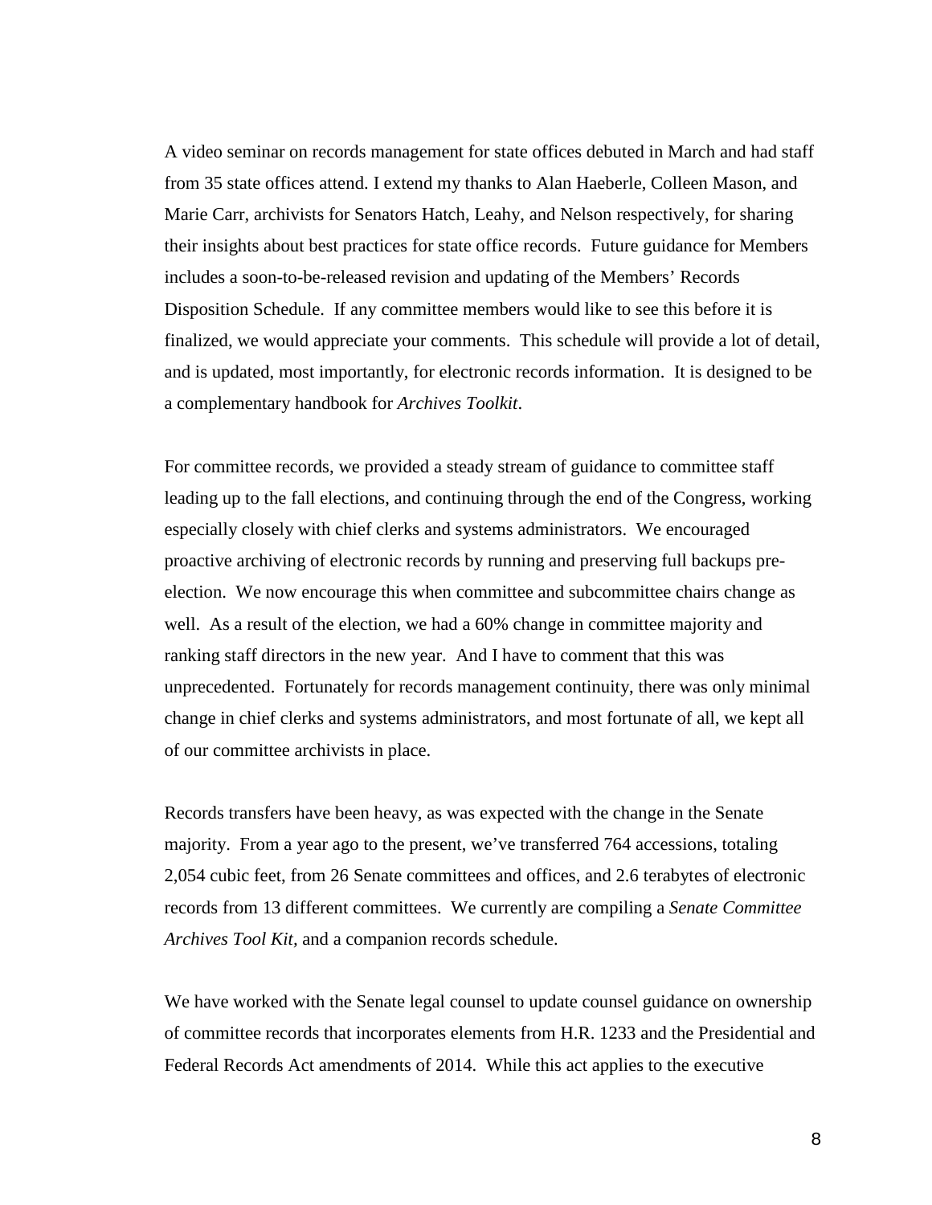A video seminar on records management for state offices debuted in March and had staff from 35 state offices attend. I extend my thanks to Alan Haeberle, Colleen Mason, and Marie Carr, archivists for Senators Hatch, Leahy, and Nelson respectively, for sharing their insights about best practices for state office records. Future guidance for Members includes a soon-to-be-released revision and updating of the Members' Records Disposition Schedule. If any committee members would like to see this before it is finalized, we would appreciate your comments. This schedule will provide a lot of detail, and is updated, most importantly, for electronic records information. It is designed to be a complementary handbook for *Archives Toolkit*.

For committee records, we provided a steady stream of guidance to committee staff leading up to the fall elections, and continuing through the end of the Congress, working especially closely with chief clerks and systems administrators. We encouraged proactive archiving of electronic records by running and preserving full backups pre-election. We now encourage this when committee and subcommittee chairs change as well. As a result of the election, we had a 60% change in committee majority and ranking staff directors in the new year. And I have to comment that this was unprecedented. Fortunately for records management continuity, there was only minimal change in chief clerks and systems administrators, and most fortunate of all, we kept all of our committee archivists in place.

Records transfers have been heavy, as was expected with the change in the Senate majority. From a year ago to the present, we've transferred 764 accessions, totaling 2,054 cubic feet, from 26 Senate committees and offices, and 2.6 terabytes of electronic records from 13 different committees. We currently are compiling a *Senate Committee Archives Tool Kit,* and a companion records schedule.

We have worked with the Senate legal counsel to update counsel guidance on ownership of committee records that incorporates elements from H.R. 1233 and the Presidential and Federal Records Act amendments of 2014. While this act applies to the executive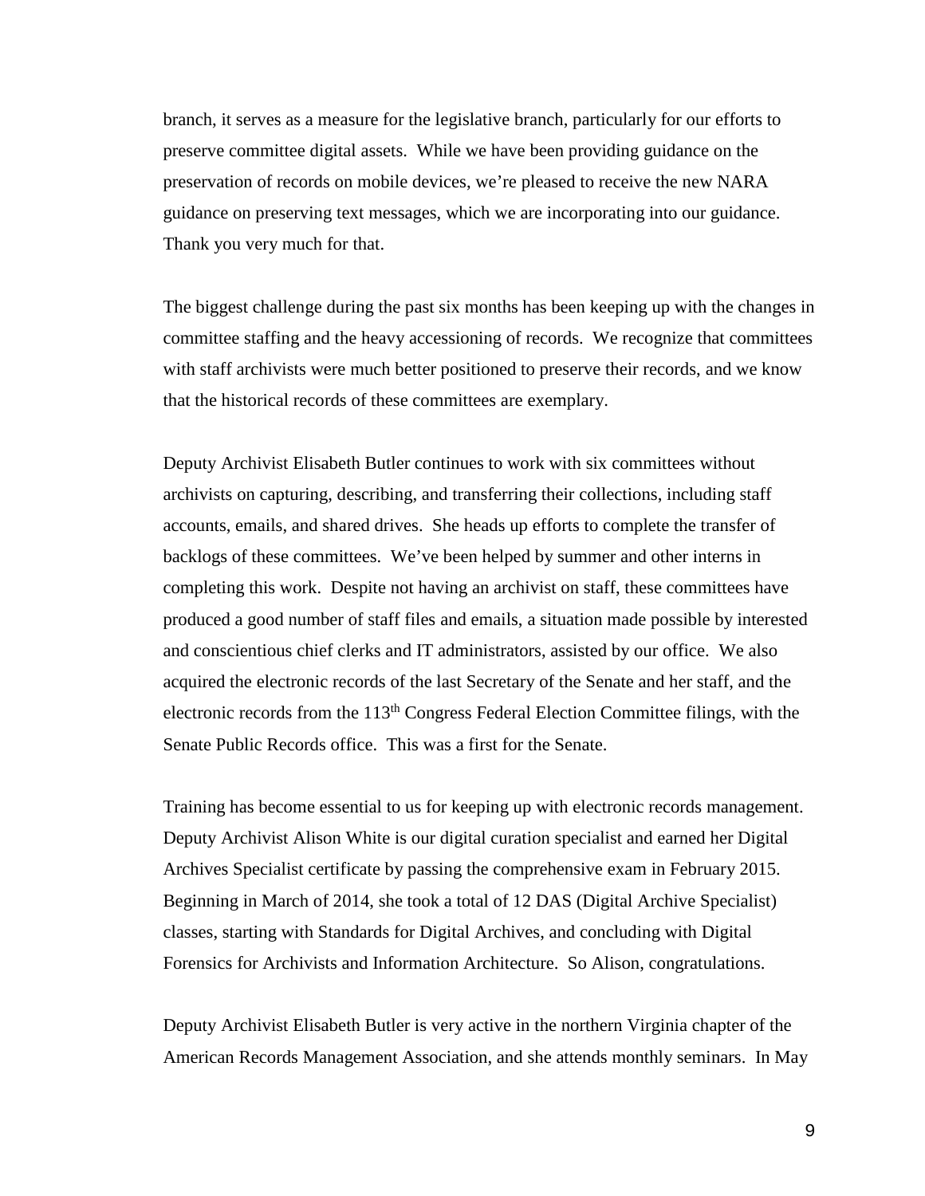branch, it serves as a measure for the legislative branch, particularly for our efforts to preserve committee digital assets. While we have been providing guidance on the preservation of records on mobile devices, we're pleased to receive the new NARA guidance on preserving text messages, which we are incorporating into our guidance. Thank you very much for that.

The biggest challenge during the past six months has been keeping up with the changes in committee staffing and the heavy accessioning of records. We recognize that committees with staff archivists were much better positioned to preserve their records, and we know that the historical records of these committees are exemplary.

Deputy Archivist Elisabeth Butler continues to work with six committees without archivists on capturing, describing, and transferring their collections, including staff accounts, emails, and shared drives. She heads up efforts to complete the transfer of backlogs of these committees. We've been helped by summer and other interns in completing this work. Despite not having an archivist on staff, these committees have produced a good number of staff files and emails, a situation made possible by interested and conscientious chief clerks and IT administrators, assisted by our office. We also acquired the electronic records of the last Secretary of the Senate and her staff, and the electronic records from the 113th Congress Federal Election Committee filings, with the Senate Public Records office. This was a first for the Senate.

Training has become essential to us for keeping up with electronic records management. Deputy Archivist Alison White is our digital curation specialist and earned her Digital Archives Specialist certificate by passing the comprehensive exam in February 2015. Beginning in March of 2014, she took a total of 12 DAS (Digital Archive Specialist) classes, starting with Standards for Digital Archives, and concluding with Digital Forensics for Archivists and Information Architecture. So Alison, congratulations.

Deputy Archivist Elisabeth Butler is very active in the northern Virginia chapter of the American Records Management Association, and she attends monthly seminars. In May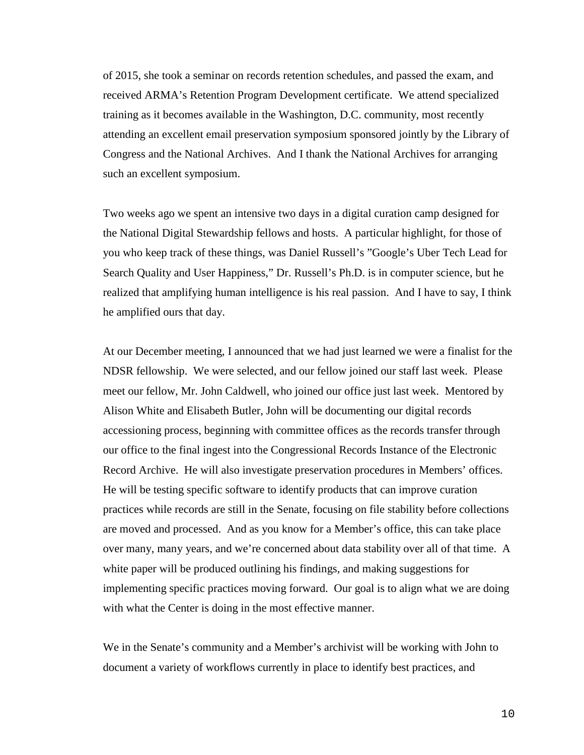of 2015, she took a seminar on records retention schedules, and passed the exam, and received ARMA's Retention Program Development certificate. We attend specialized training as it becomes available in the Washington, D.C. community, most recently attending an excellent email preservation symposium sponsored jointly by the Library of Congress and the National Archives. And I thank the National Archives for arranging such an excellent symposium.

Two weeks ago we spent an intensive two days in a digital curation camp designed for the National Digital Stewardship fellows and hosts. A particular highlight, for those of you who keep track of these things, was Daniel Russell's "Google's Uber Tech Lead for Search Quality and User Happiness," Dr. Russell's Ph.D. is in computer science, but he realized that amplifying human intelligence is his real passion. And I have to say, I think he amplified ours that day.

At our December meeting, I announced that we had just learned we were a finalist for the NDSR fellowship. We were selected, and our fellow joined our staff last week. Please meet our fellow, Mr. John Caldwell, who joined our office just last week. Mentored by Alison White and Elisabeth Butler, John will be documenting our digital records accessioning process, beginning with committee offices as the records transfer through our office to the final ingest into the Congressional Records Instance of the Electronic Record Archive. He will also investigate preservation procedures in Members' offices. He will be testing specific software to identify products that can improve curation practices while records are still in the Senate, focusing on file stability before collections are moved and processed. And as you know for a Member's office, this can take place over many, many years, and we're concerned about data stability over all of that time. A white paper will be produced outlining his findings, and making suggestions for implementing specific practices moving forward. Our goal is to align what we are doing with what the Center is doing in the most effective manner.

We in the Senate's community and a Member's archivist will be working with John to document a variety of workflows currently in place to identify best practices, and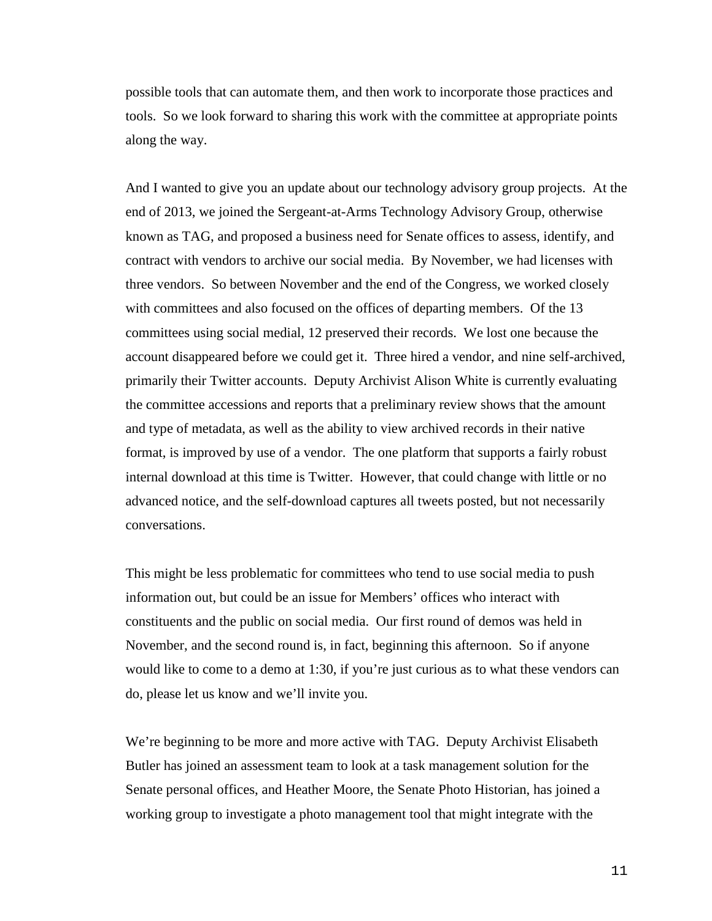possible tools that can automate them, and then work to incorporate those practices and tools. So we look forward to sharing this work with the committee at appropriate points along the way.

And I wanted to give you an update about our technology advisory group projects. At the end of 2013, we joined the Sergeant-at-Arms Technology Advisory Group, otherwise known as TAG, and proposed a business need for Senate offices to assess, identify, and contract with vendors to archive our social media. By November, we had licenses with three vendors. So between November and the end of the Congress, we worked closely with committees and also focused on the offices of departing members. Of the 13 committees using social medial, 12 preserved their records. We lost one because the account disappeared before we could get it. Three hired a vendor, and nine self-archived, primarily their Twitter accounts. Deputy Archivist Alison White is currently evaluating the committee accessions and reports that a preliminary review shows that the amount and type of metadata, as well as the ability to view archived records in their native format, is improved by use of a vendor. The one platform that supports a fairly robust internal download at this time is Twitter. However, that could change with little or no advanced notice, and the self-download captures all tweets posted, but not necessarily conversations.

This might be less problematic for committees who tend to use social media to push information out, but could be an issue for Members' offices who interact with constituents and the public on social media. Our first round of demos was held in November, and the second round is, in fact, beginning this afternoon. So if anyone would like to come to a demo at 1:30, if you're just curious as to what these vendors can do, please let us know and we'll invite you.

We're beginning to be more and more active with TAG. Deputy Archivist Elisabeth Butler has joined an assessment team to look at a task management solution for the Senate personal offices, and Heather Moore, the Senate Photo Historian, has joined a working group to investigate a photo management tool that might integrate with the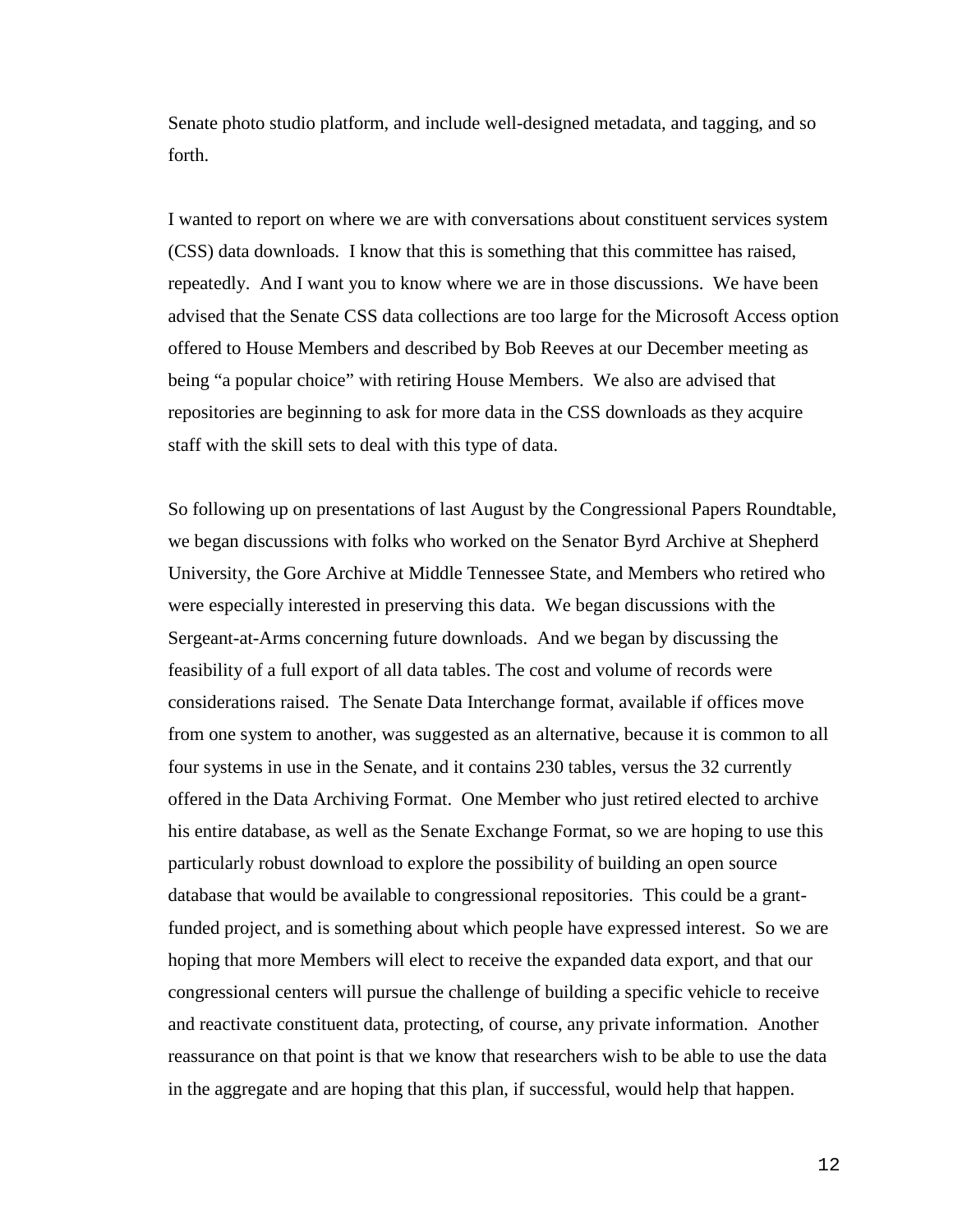Senate photo studio platform, and include well-designed metadata, and tagging, and so forth.

I wanted to report on where we are with conversations about constituent services system (CSS) data downloads. I know that this is something that this committee has raised, repeatedly. And I want you to know where we are in those discussions. We have been advised that the Senate CSS data collections are too large for the Microsoft Access option offered to House Members and described by Bob Reeves at our December meeting as being "a popular choice" with retiring House Members. We also are advised that repositories are beginning to ask for more data in the CSS downloads as they acquire staff with the skill sets to deal with this type of data.

So following up on presentations of last August by the Congressional Papers Roundtable, we began discussions with folks who worked on the Senator Byrd Archive at Shepherd University, the Gore Archive at Middle Tennessee State, and Members who retired who were especially interested in preserving this data. We began discussions with the Sergeant-at-Arms concerning future downloads. And we began by discussing the feasibility of a full export of all data tables. The cost and volume of records were considerations raised. The Senate Data Interchange format, available if offices move from one system to another, was suggested as an alternative, because it is common to all four systems in use in the Senate, and it contains 230 tables, versus the 32 currently offered in the Data Archiving Format. One Member who just retired elected to archive his entire database, as well as the Senate Exchange Format, so we are hoping to use this particularly robust download to explore the possibility of building an open source database that would be available to congressional repositories. This could be a grant-funded project, and is something about which people have expressed interest. So we are hoping that more Members will elect to receive the expanded data export, and that our congressional centers will pursue the challenge of building a specific vehicle to receive and reactivate constituent data, protecting, of course, any private information. Another reassurance on that point is that we know that researchers wish to be able to use the data in the aggregate and are hoping that this plan, if successful, would help that happen.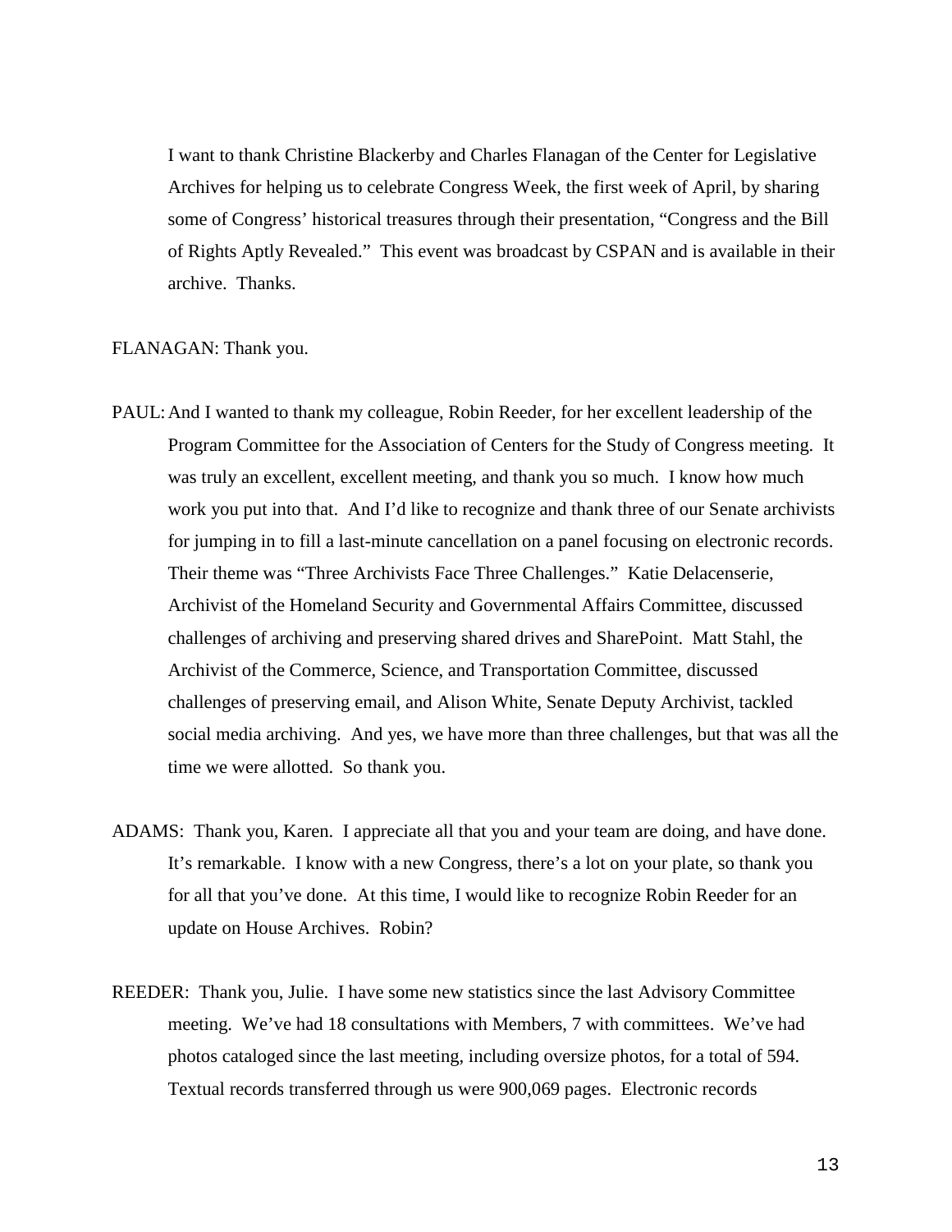I want to thank Christine Blackerby and Charles Flanagan of the Center for Legislative Archives for helping us to celebrate Congress Week, the first week of April, by sharing some of Congress' historical treasures through their presentation, "Congress and the Bill of Rights Aptly Revealed." This event was broadcast by CSPAN and is available in their archive. Thanks.

FLANAGAN: Thank you.

PAUL: And I wanted to thank my colleague, Robin Reeder, for her excellent leadership of the Program Committee for the Association of Centers for the Study of Congress meeting. It was truly an excellent, excellent meeting, and thank you so much. I know how much work you put into that. And I'd like to recognize and thank three of our Senate archivists for jumping in to fill a last-minute cancellation on a panel focusing on electronic records. Their theme was "Three Archivists Face Three Challenges." Katie Delacenserie, Archivist of the Homeland Security and Governmental Affairs Committee, discussed challenges of archiving and preserving shared drives and SharePoint. Matt Stahl, the Archivist of the Commerce, Science, and Transportation Committee, discussed challenges of preserving email, and Alison White, Senate Deputy Archivist, tackled social media archiving. And yes, we have more than three challenges, but that was all the time we were allotted. So thank you.

ADAMS: Thank you, Karen. I appreciate all that you and your team are doing, and have done. It's remarkable. I know with a new Congress, there's a lot on your plate, so thank you for all that you've done. At this time, I would like to recognize Robin Reeder for an update on House Archives. Robin?

REEDER: Thank you, Julie. I have some new statistics since the last Advisory Committee meeting. We've had 18 consultations with Members, 7 with committees. We've had photos cataloged since the last meeting, including oversize photos, for a total of 594. Textual records transferred through us were 900,069 pages. Electronic records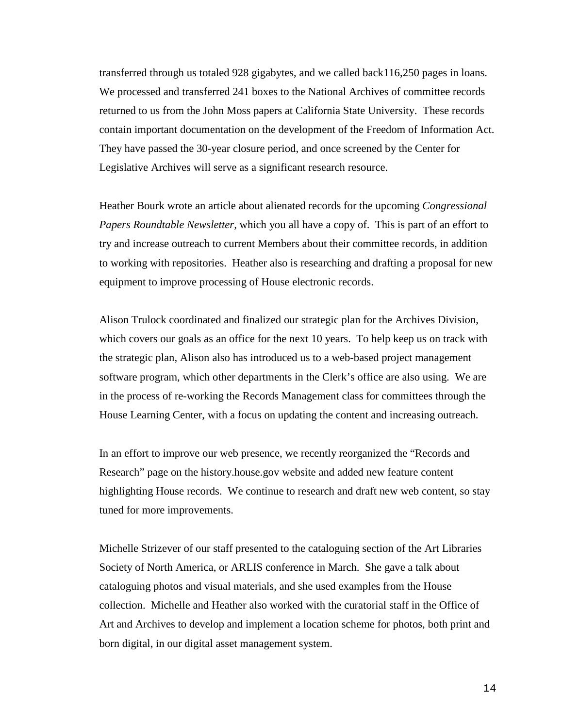transferred through us totaled 928 gigabytes, and we called back116,250 pages in loans. We processed and transferred 241 boxes to the National Archives of committee records returned to us from the John Moss papers at California State University. These records contain important documentation on the development of the Freedom of Information Act. They have passed the 30-year closure period, and once screened by the Center for Legislative Archives will serve as a significant research resource.

Heather Bourk wrote an article about alienated records for the upcoming *Congressional Papers Roundtable Newsletter,* which you all have a copy of. This is part of an effort to try and increase outreach to current Members about their committee records, in addition to working with repositories. Heather also is researching and drafting a proposal for new equipment to improve processing of House electronic records.

Alison Trulock coordinated and finalized our strategic plan for the Archives Division, which covers our goals as an office for the next 10 years. To help keep us on track with the strategic plan, Alison also has introduced us to a web-based project management software program, which other departments in the Clerk's office are also using. We are in the process of re-working the Records Management class for committees through the House Learning Center, with a focus on updating the content and increasing outreach.

In an effort to improve our web presence, we recently reorganized the "Records and Research" page on the history.house.gov website and added new feature content highlighting House records. We continue to research and draft new web content, so stay tuned for more improvements.

Michelle Strizever of our staff presented to the cataloguing section of the Art Libraries Society of North America, or ARLIS conference in March. She gave a talk about cataloguing photos and visual materials, and she used examples from the House collection. Michelle and Heather also worked with the curatorial staff in the Office of Art and Archives to develop and implement a location scheme for photos, both print and born digital, in our digital asset management system.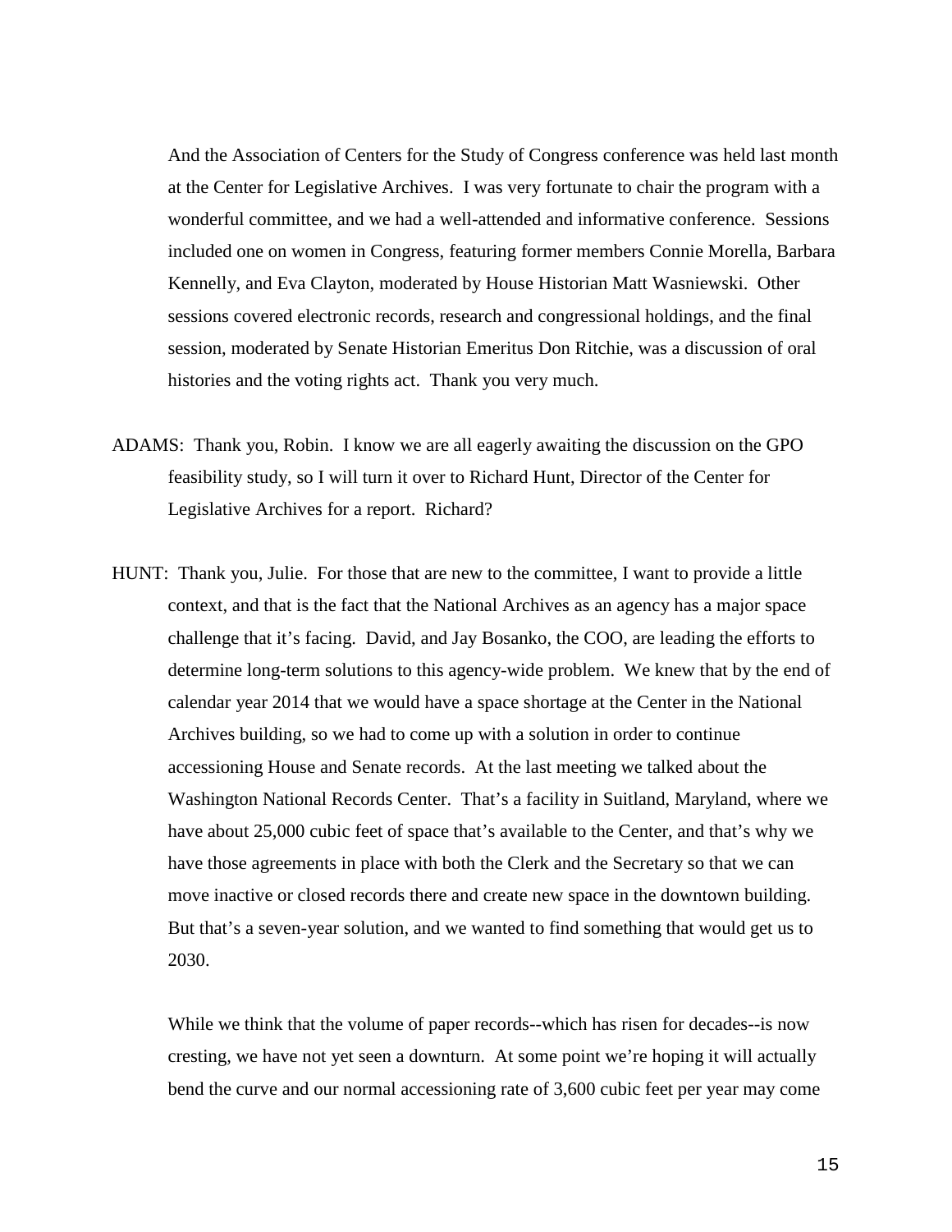And the Association of Centers for the Study of Congress conference was held last month at the Center for Legislative Archives. I was very fortunate to chair the program with a wonderful committee, and we had a well-attended and informative conference. Sessions included one on women in Congress, featuring former members Connie Morella, Barbara Kennelly, and Eva Clayton, moderated by House Historian Matt Wasniewski. Other sessions covered electronic records, research and congressional holdings, and the final session, moderated by Senate Historian Emeritus Don Ritchie, was a discussion of oral histories and the voting rights act. Thank you very much.

ADAMS: Thank you, Robin. I know we are all eagerly awaiting the discussion on the GPO feasibility study, so I will turn it over to Richard Hunt, Director of the Center for Legislative Archives for a report. Richard?

HUNT: Thank you, Julie. For those that are new to the committee, I want to provide a little context, and that is the fact that the National Archives as an agency has a major space challenge that it's facing. David, and Jay Bosanko, the COO, are leading the efforts to determine long-term solutions to this agency-wide problem. We knew that by the end of calendar year 2014 that we would have a space shortage at the Center in the National Archives building, so we had to come up with a solution in order to continue accessioning House and Senate records. At the last meeting we talked about the Washington National Records Center. That's a facility in Suitland, Maryland, where we have about 25,000 cubic feet of space that's available to the Center, and that's why we have those agreements in place with both the Clerk and the Secretary so that we can move inactive or closed records there and create new space in the downtown building. But that's a seven-year solution, and we wanted to find something that would get us to 2030.

While we think that the volume of paper records--which has risen for decades--is now cresting, we have not yet seen a downturn. At some point we're hoping it will actually bend the curve and our normal accessioning rate of 3,600 cubic feet per year may come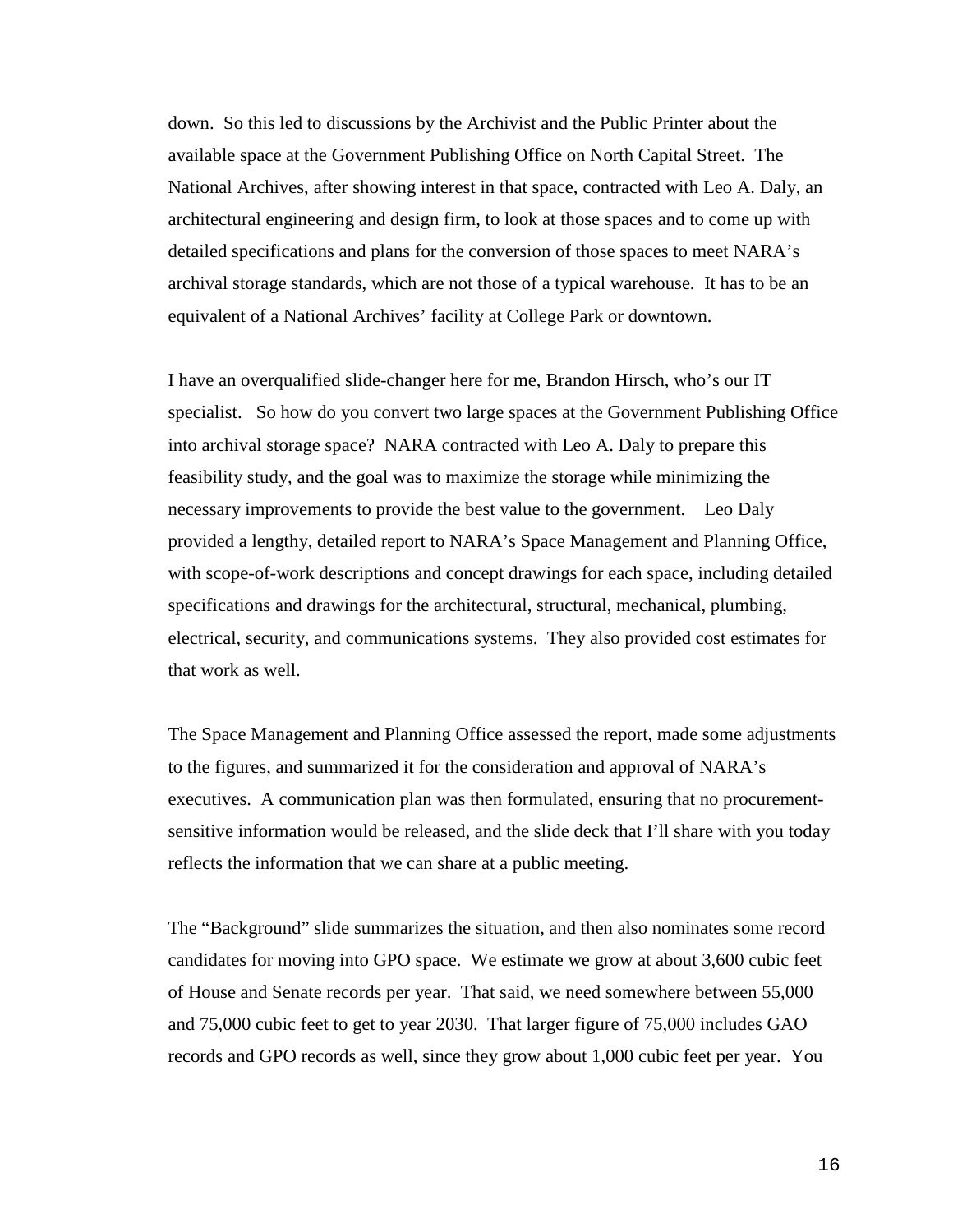down. So this led to discussions by the Archivist and the Public Printer about the available space at the Government Publishing Office on North Capital Street. The National Archives, after showing interest in that space, contracted with Leo A. Daly, an architectural engineering and design firm, to look at those spaces and to come up with detailed specifications and plans for the conversion of those spaces to meet NARA's archival storage standards, which are not those of a typical warehouse. It has to be an equivalent of a National Archives' facility at College Park or downtown.

I have an overqualified slide-changer here for me, Brandon Hirsch, who's our IT specialist. So how do you convert two large spaces at the Government Publishing Office into archival storage space? NARA contracted with Leo A. Daly to prepare this feasibility study, and the goal was to maximize the storage while minimizing the necessary improvements to provide the best value to the government. Leo Daly provided a lengthy, detailed report to NARA's Space Management and Planning Office, with scope-of-work descriptions and concept drawings for each space, including detailed specifications and drawings for the architectural, structural, mechanical, plumbing, electrical, security, and communications systems. They also provided cost estimates for that work as well.

The Space Management and Planning Office assessed the report, made some adjustments to the figures, and summarized it for the consideration and approval of NARA's executives. A communication plan was then formulated, ensuring that no procurement-sensitive information would be released, and the slide deck that I'll share with you today reflects the information that we can share at a public meeting.

The "Background" slide summarizes the situation, and then also nominates some record candidates for moving into GPO space. We estimate we grow at about 3,600 cubic feet of House and Senate records per year. That said, we need somewhere between 55,000 and 75,000 cubic feet to get to year 2030. That larger figure of 75,000 includes GAO records and GPO records as well, since they grow about 1,000 cubic feet per year. You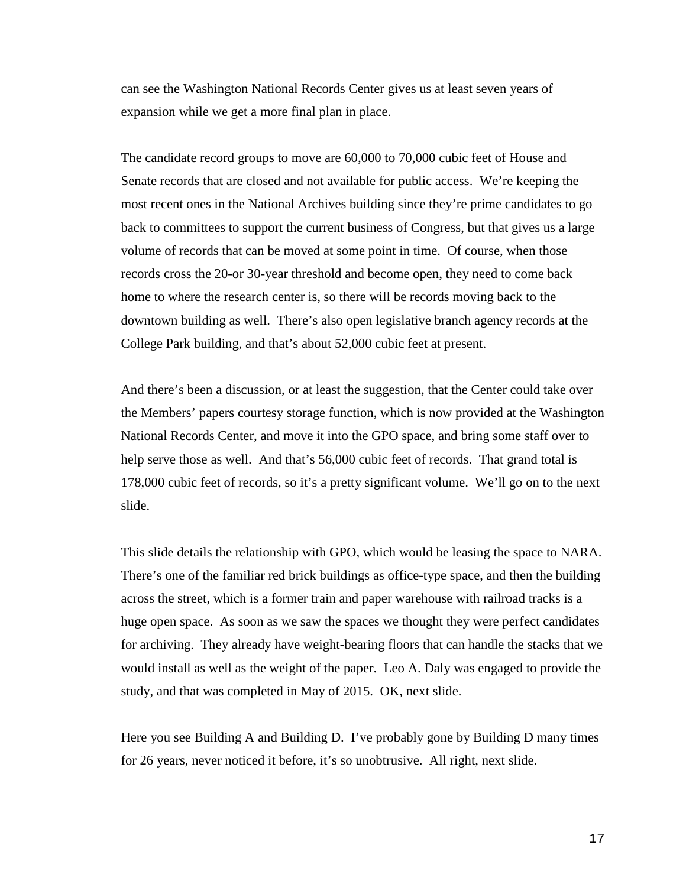can see the Washington National Records Center gives us at least seven years of expansion while we get a more final plan in place.

The candidate record groups to move are 60,000 to 70,000 cubic feet of House and Senate records that are closed and not available for public access. We're keeping the most recent ones in the National Archives building since they're prime candidates to go back to committees to support the current business of Congress, but that gives us a large volume of records that can be moved at some point in time. Of course, when those records cross the 20-or 30-year threshold and become open, they need to come back home to where the research center is, so there will be records moving back to the downtown building as well. There's also open legislative branch agency records at the College Park building, and that's about 52,000 cubic feet at present.

And there's been a discussion, or at least the suggestion, that the Center could take over the Members' papers courtesy storage function, which is now provided at the Washington National Records Center, and move it into the GPO space, and bring some staff over to help serve those as well. And that's 56,000 cubic feet of records. That grand total is 178,000 cubic feet of records, so it's a pretty significant volume. We'll go on to the next slide.

This slide details the relationship with GPO, which would be leasing the space to NARA. There's one of the familiar red brick buildings as office-type space, and then the building across the street, which is a former train and paper warehouse with railroad tracks is a huge open space. As soon as we saw the spaces we thought they were perfect candidates for archiving. They already have weight-bearing floors that can handle the stacks that we would install as well as the weight of the paper. Leo A. Daly was engaged to provide the study, and that was completed in May of 2015. OK, next slide.

Here you see Building A and Building D. I've probably gone by Building D many times for 26 years, never noticed it before, it's so unobtrusive. All right, next slide.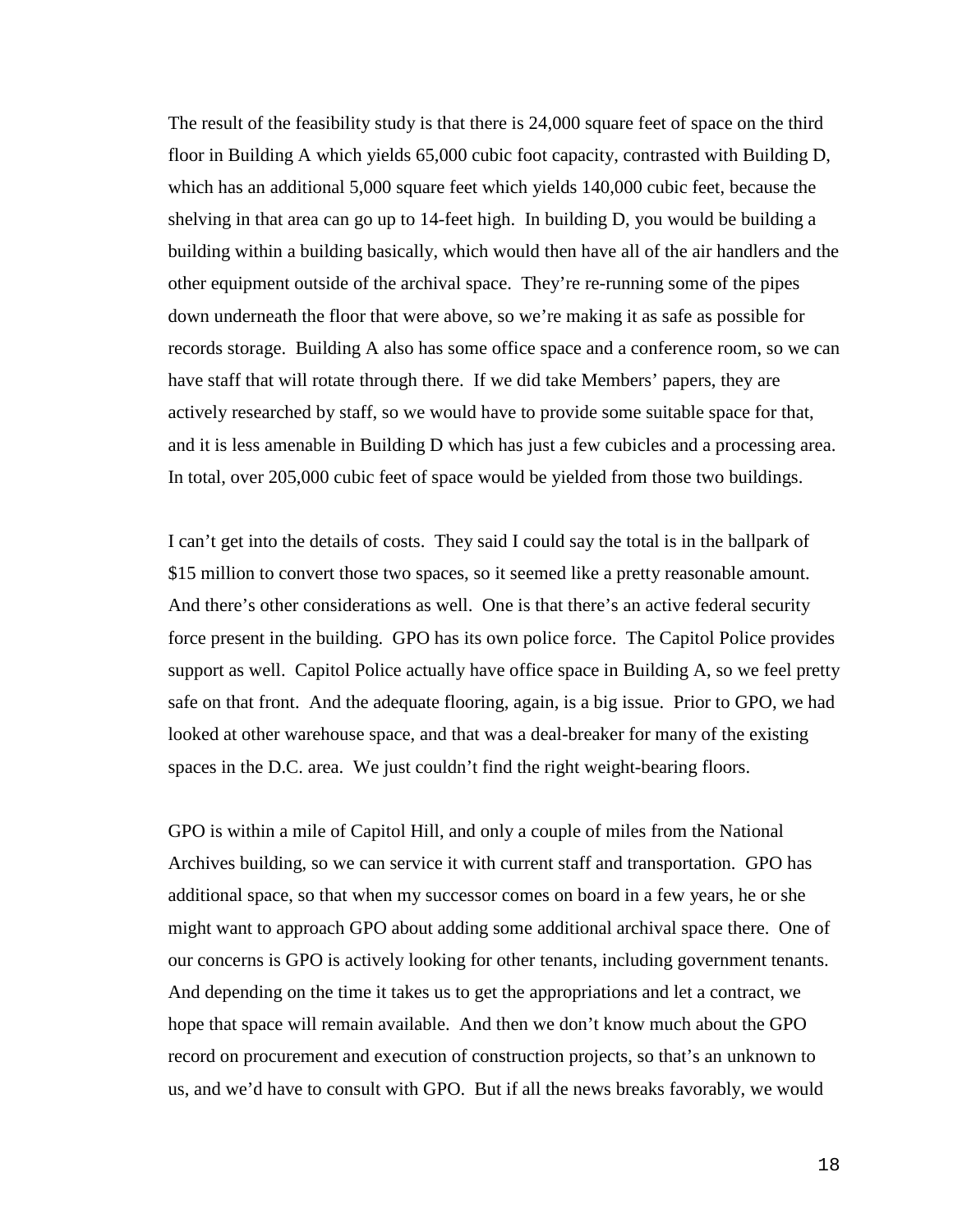The result of the feasibility study is that there is 24,000 square feet of space on the third floor in Building A which yields 65,000 cubic foot capacity, contrasted with Building D, which has an additional 5,000 square feet which yields 140,000 cubic feet, because the shelving in that area can go up to 14-feet high. In building D, you would be building a building within a building basically, which would then have all of the air handlers and the other equipment outside of the archival space. They're re-running some of the pipes down underneath the floor that were above, so we're making it as safe as possible for records storage. Building A also has some office space and a conference room, so we can have staff that will rotate through there. If we did take Members' papers, they are actively researched by staff, so we would have to provide some suitable space for that, and it is less amenable in Building D which has just a few cubicles and a processing area. In total, over 205,000 cubic feet of space would be yielded from those two buildings.

I can't get into the details of costs. They said I could say the total is in the ballpark of $15 million to convert those two spaces, so it seemed like a pretty reasonable amount. And there's other considerations as well. One is that there's an active federal security force present in the building. GPO has its own police force. The Capitol Police provides support as well. Capitol Police actually have office space in Building A, so we feel pretty safe on that front. And the adequate flooring, again, is a big issue. Prior to GPO, we had looked at other warehouse space, and that was a deal-breaker for many of the existing spaces in the D.C. area. We just couldn't find the right weight-bearing floors.

GPO is within a mile of Capitol Hill, and only a couple of miles from the National Archives building, so we can service it with current staff and transportation. GPO has additional space, so that when my successor comes on board in a few years, he or she might want to approach GPO about adding some additional archival space there. One of our concerns is GPO is actively looking for other tenants, including government tenants. And depending on the time it takes us to get the appropriations and let a contract, we hope that space will remain available. And then we don't know much about the GPO record on procurement and execution of construction projects, so that's an unknown to us, and we'd have to consult with GPO. But if all the news breaks favorably, we would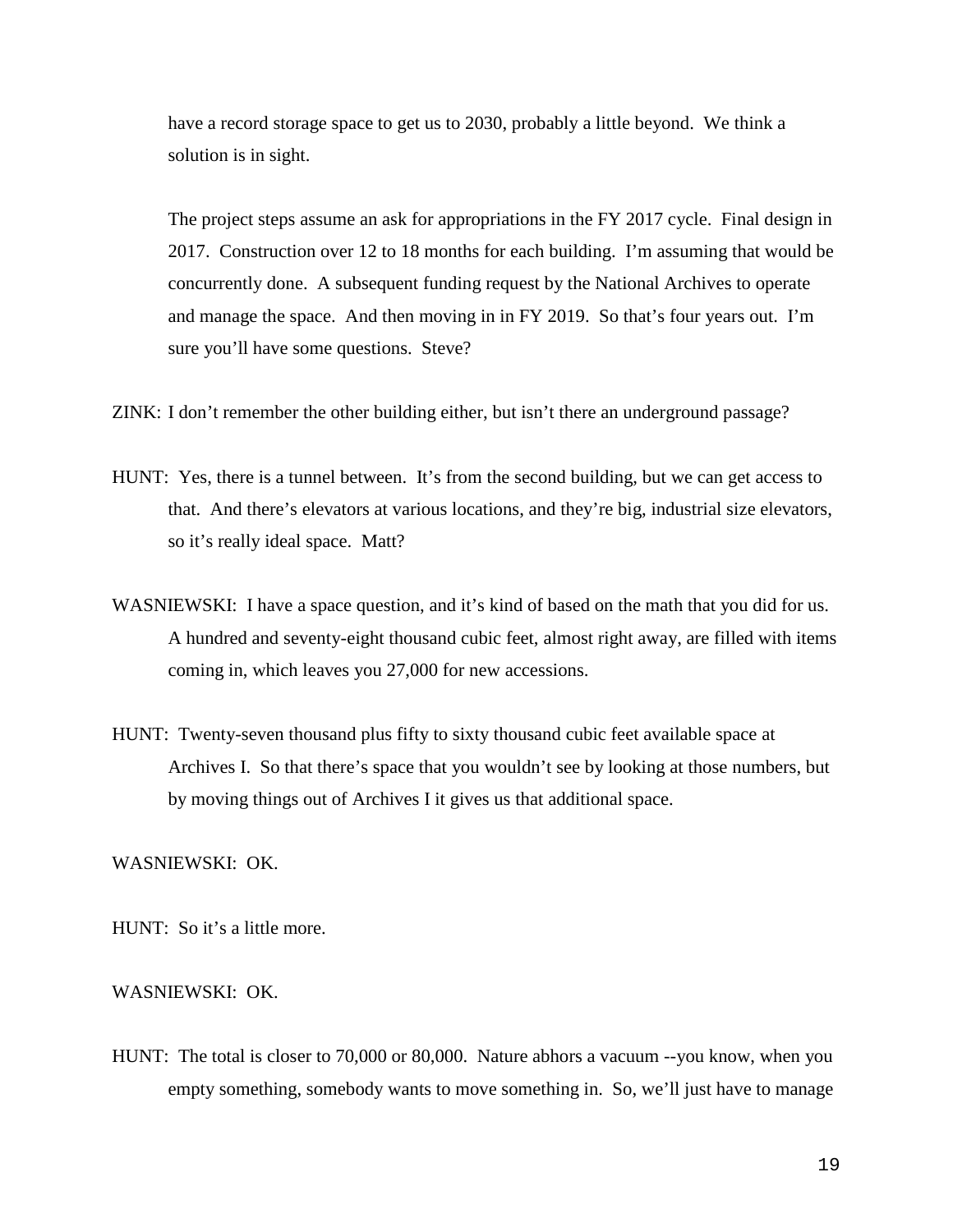have a record storage space to get us to 2030, probably a little beyond. We think a solution is in sight.

The project steps assume an ask for appropriations in the FY 2017 cycle. Final design in 2017. Construction over 12 to 18 months for each building. I'm assuming that would be concurrently done. A subsequent funding request by the National Archives to operate and manage the space. And then moving in in FY 2019. So that's four years out. I'm sure you'll have some questions. Steve?

ZINK: I don't remember the other building either, but isn't there an underground passage?

HUNT: Yes, there is a tunnel between. It's from the second building, but we can get access to that. And there's elevators at various locations, and they're big, industrial size elevators, so it's really ideal space. Matt?

WASNIEWSKI: I have a space question, and it's kind of based on the math that you did for us. A hundred and seventy-eight thousand cubic feet, almost right away, are filled with items coming in, which leaves you 27,000 for new accessions.

HUNT: Twenty-seven thousand plus fifty to sixty thousand cubic feet available space at Archives I. So that there's space that you wouldn't see by looking at those numbers, but by moving things out of Archives I it gives us that additional space.

WASNIEWSKI: OK.

HUNT: So it's a little more.

WASNIEWSKI: OK.

HUNT: The total is closer to 70,000 or 80,000. Nature abhors a vacuum --you know, when you empty something, somebody wants to move something in. So, we'll just have to manage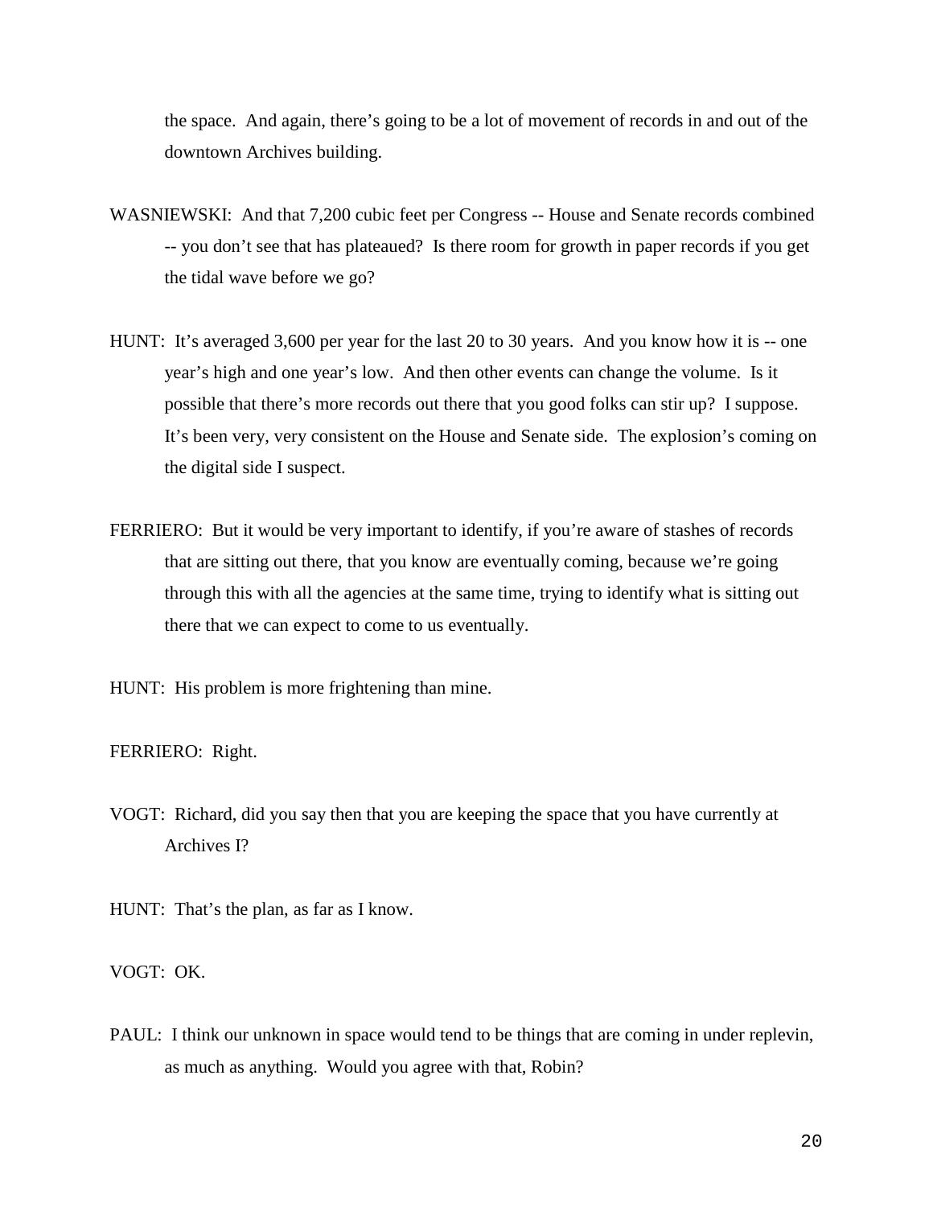the space. And again, there's going to be a lot of movement of records in and out of the downtown Archives building.

WASNIEWSKI: And that 7,200 cubic feet per Congress -- House and Senate records combined -- you don't see that has plateaued? Is there room for growth in paper records if you get the tidal wave before we go?

HUNT: It's averaged 3,600 per year for the last 20 to 30 years. And you know how it is -- one year's high and one year's low. And then other events can change the volume. Is it possible that there's more records out there that you good folks can stir up? I suppose. It's been very, very consistent on the House and Senate side. The explosion's coming on the digital side I suspect.

FERRIERO: But it would be very important to identify, if you're aware of stashes of records that are sitting out there, that you know are eventually coming, because we're going through this with all the agencies at the same time, trying to identify what is sitting out there that we can expect to come to us eventually.

HUNT: His problem is more frightening than mine.

FERRIERO: Right.

VOGT: Richard, did you say then that you are keeping the space that you have currently at Archives I?

HUNT: That's the plan, as far as I know.

VOGT: OK.

PAUL: I think our unknown in space would tend to be things that are coming in under replevin, as much as anything. Would you agree with that, Robin?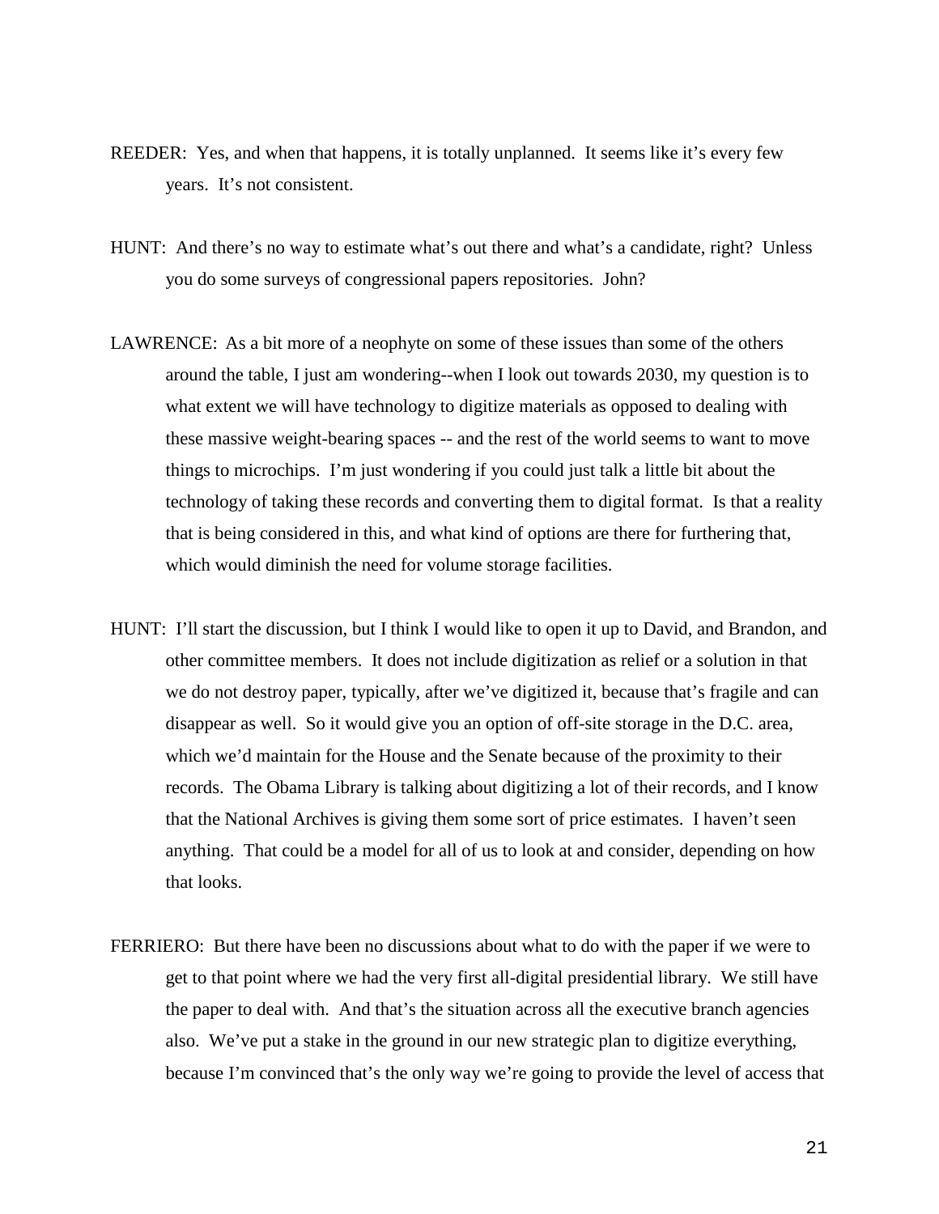REEDER: Yes, and when that happens, it is totally unplanned. It seems like it's every few years. It's not consistent.

HUNT: And there's no way to estimate what's out there and what's a candidate, right? Unless you do some surveys of congressional papers repositories. John?

LAWRENCE: As a bit more of a neophyte on some of these issues than some of the others around the table, I just am wondering--when I look out towards 2030, my question is to what extent we will have technology to digitize materials as opposed to dealing with these massive weight-bearing spaces -- and the rest of the world seems to want to move things to microchips. I'm just wondering if you could just talk a little bit about the technology of taking these records and converting them to digital format. Is that a reality that is being considered in this, and what kind of options are there for furthering that, which would diminish the need for volume storage facilities.

HUNT: I'll start the discussion, but I think I would like to open it up to David, and Brandon, and other committee members. It does not include digitization as relief or a solution in that we do not destroy paper, typically, after we've digitized it, because that's fragile and can disappear as well. So it would give you an option of off-site storage in the D.C. area, which we'd maintain for the House and the Senate because of the proximity to their records. The Obama Library is talking about digitizing a lot of their records, and I know that the National Archives is giving them some sort of price estimates. I haven't seen anything. That could be a model for all of us to look at and consider, depending on how that looks.

FERRIERO: But there have been no discussions about what to do with the paper if we were to get to that point where we had the very first all-digital presidential library. We still have the paper to deal with. And that's the situation across all the executive branch agencies also. We've put a stake in the ground in our new strategic plan to digitize everything, because I'm convinced that's the only way we're going to provide the level of access that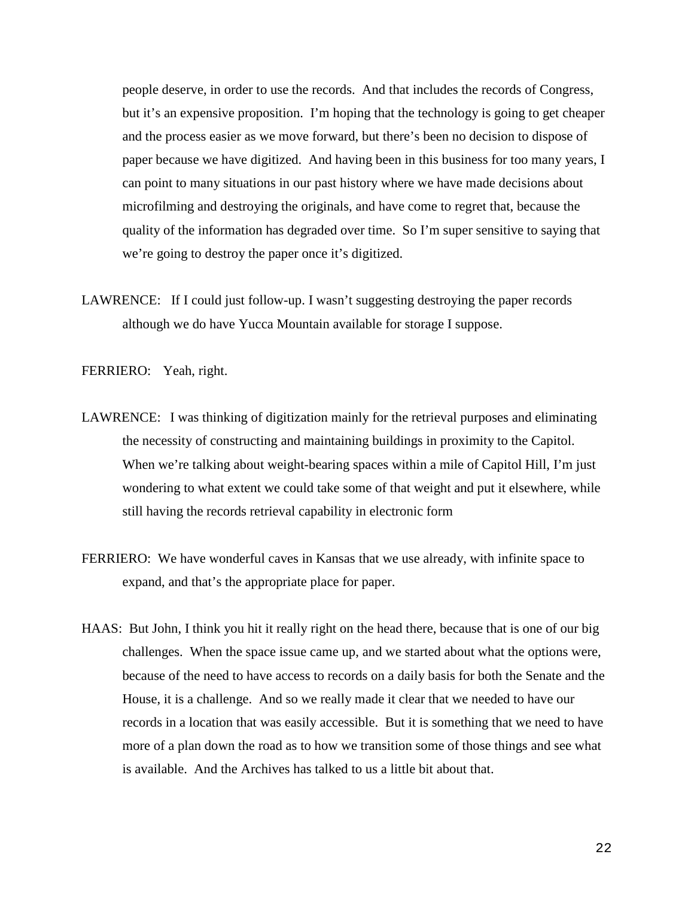people deserve, in order to use the records. And that includes the records of Congress, but it's an expensive proposition. I'm hoping that the technology is going to get cheaper and the process easier as we move forward, but there's been no decision to dispose of paper because we have digitized. And having been in this business for too many years, I can point to many situations in our past history where we have made decisions about microfilming and destroying the originals, and have come to regret that, because the quality of the information has degraded over time. So I'm super sensitive to saying that we're going to destroy the paper once it's digitized.

LAWRENCE: If I could just follow-up. I wasn't suggesting destroying the paper records although we do have Yucca Mountain available for storage I suppose.

FERRIERO: Yeah, right.

LAWRENCE: I was thinking of digitization mainly for the retrieval purposes and eliminating the necessity of constructing and maintaining buildings in proximity to the Capitol. When we're talking about weight-bearing spaces within a mile of Capitol Hill, I'm just wondering to what extent we could take some of that weight and put it elsewhere, while still having the records retrieval capability in electronic form

FERRIERO: We have wonderful caves in Kansas that we use already, with infinite space to expand, and that's the appropriate place for paper.

HAAS: But John, I think you hit it really right on the head there, because that is one of our big challenges. When the space issue came up, and we started about what the options were, because of the need to have access to records on a daily basis for both the Senate and the House, it is a challenge. And so we really made it clear that we needed to have our records in a location that was easily accessible. But it is something that we need to have more of a plan down the road as to how we transition some of those things and see what is available. And the Archives has talked to us a little bit about that.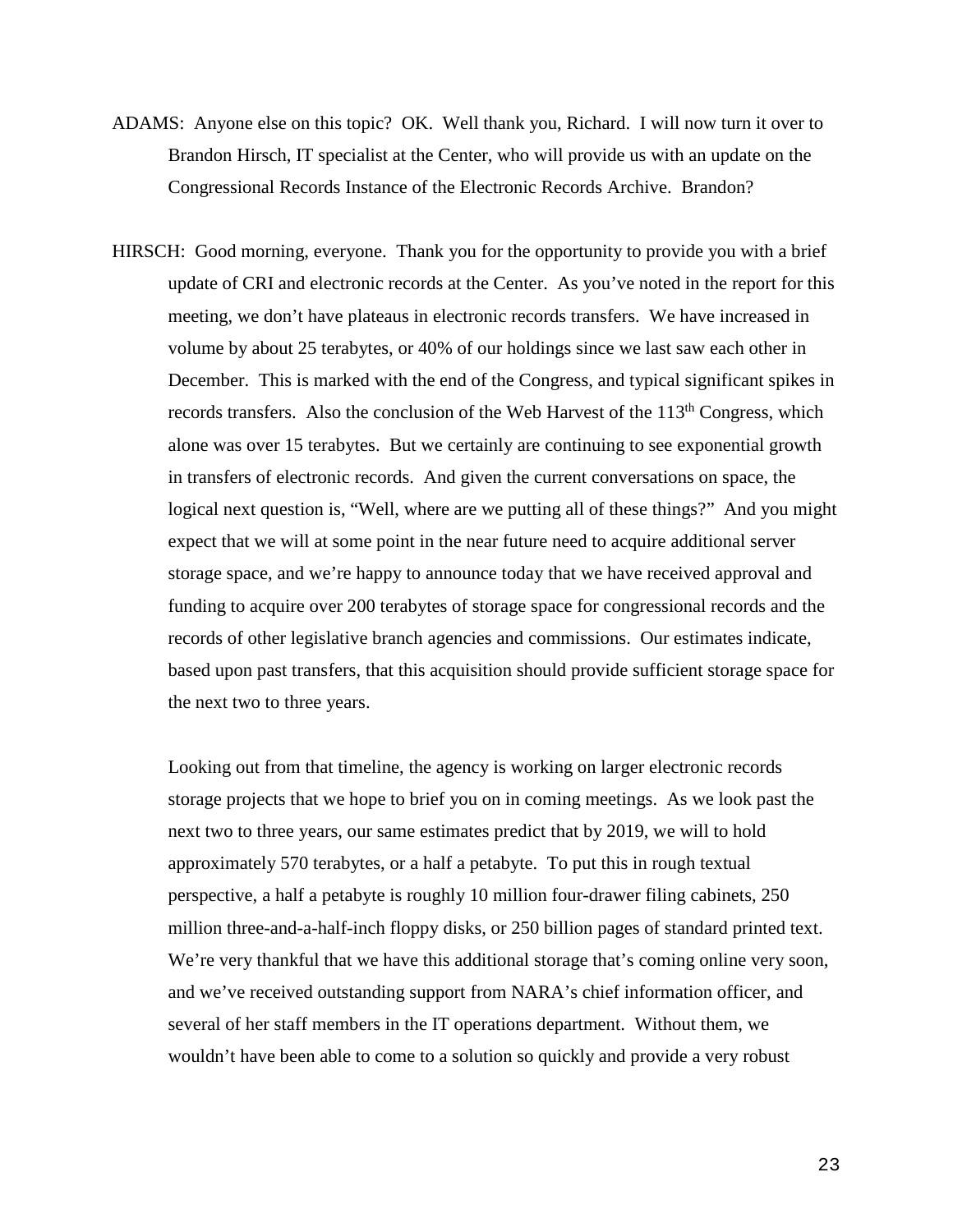ADAMS: Anyone else on this topic? OK. Well thank you, Richard. I will now turn it over to Brandon Hirsch, IT specialist at the Center, who will provide us with an update on the Congressional Records Instance of the Electronic Records Archive. Brandon?

HIRSCH: Good morning, everyone. Thank you for the opportunity to provide you with a brief update of CRI and electronic records at the Center. As you've noted in the report for this meeting, we don't have plateaus in electronic records transfers. We have increased in volume by about 25 terabytes, or 40% of our holdings since we last saw each other in December. This is marked with the end of the Congress, and typical significant spikes in records transfers. Also the conclusion of the Web Harvest of the 113th Congress, which alone was over 15 terabytes. But we certainly are continuing to see exponential growth in transfers of electronic records. And given the current conversations on space, the logical next question is, "Well, where are we putting all of these things?" And you might expect that we will at some point in the near future need to acquire additional server storage space, and we're happy to announce today that we have received approval and funding to acquire over 200 terabytes of storage space for congressional records and the records of other legislative branch agencies and commissions. Our estimates indicate, based upon past transfers, that this acquisition should provide sufficient storage space for the next two to three years.

Looking out from that timeline, the agency is working on larger electronic records storage projects that we hope to brief you on in coming meetings. As we look past the next two to three years, our same estimates predict that by 2019, we will to hold approximately 570 terabytes, or a half a petabyte. To put this in rough textual perspective, a half a petabyte is roughly 10 million four-drawer filing cabinets, 250 million three-and-a-half-inch floppy disks, or 250 billion pages of standard printed text. We're very thankful that we have this additional storage that's coming online very soon, and we've received outstanding support from NARA's chief information officer, and several of her staff members in the IT operations department. Without them, we wouldn't have been able to come to a solution so quickly and provide a very robust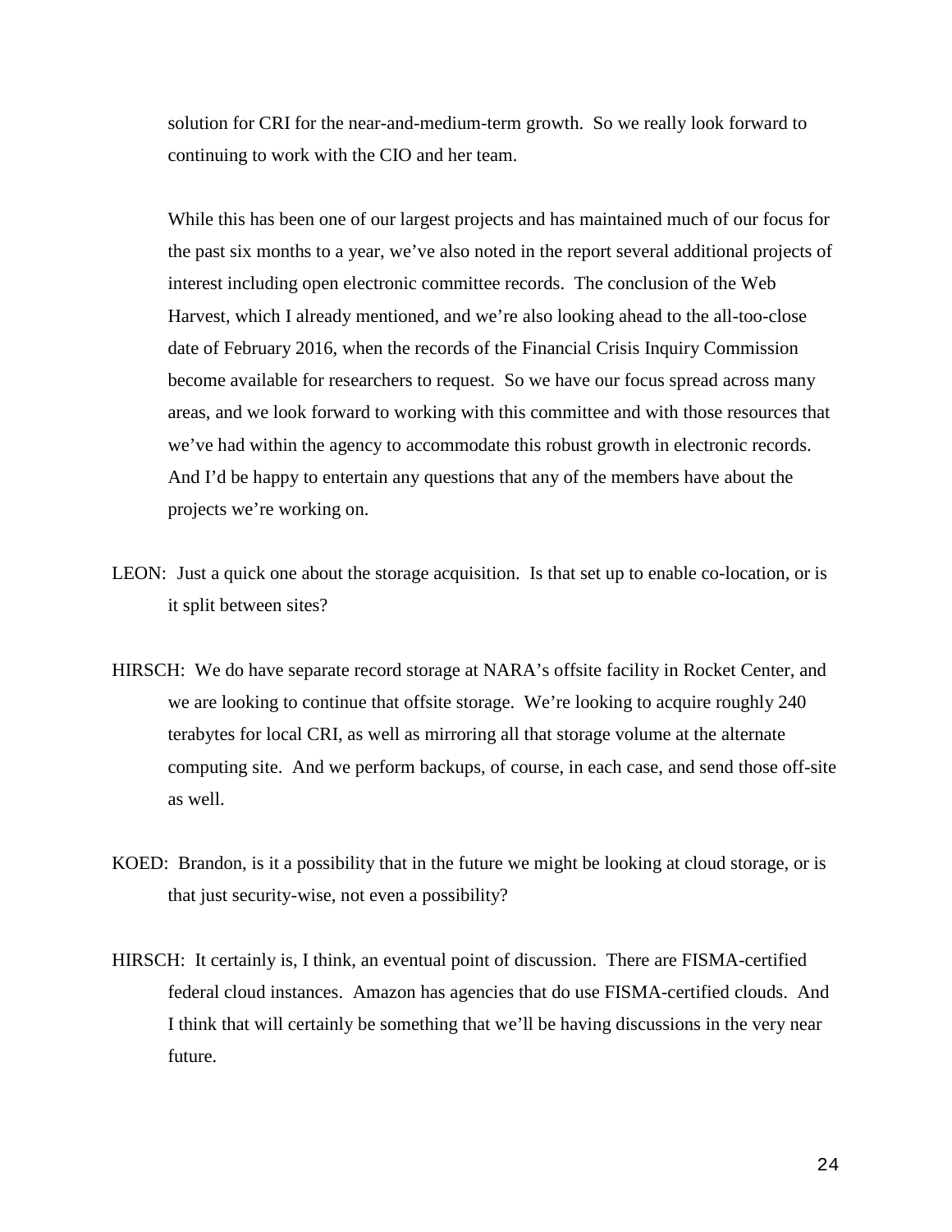solution for CRI for the near-and-medium-term growth. So we really look forward to continuing to work with the CIO and her team.

While this has been one of our largest projects and has maintained much of our focus for the past six months to a year, we've also noted in the report several additional projects of interest including open electronic committee records. The conclusion of the Web Harvest, which I already mentioned, and we're also looking ahead to the all-too-close date of February 2016, when the records of the Financial Crisis Inquiry Commission become available for researchers to request. So we have our focus spread across many areas, and we look forward to working with this committee and with those resources that we've had within the agency to accommodate this robust growth in electronic records. And I'd be happy to entertain any questions that any of the members have about the projects we're working on.

LEON: Just a quick one about the storage acquisition. Is that set up to enable co-location, or is it split between sites?

HIRSCH: We do have separate record storage at NARA's offsite facility in Rocket Center, and we are looking to continue that offsite storage. We're looking to acquire roughly 240 terabytes for local CRI, as well as mirroring all that storage volume at the alternate computing site. And we perform backups, of course, in each case, and send those off-site as well.

KOED: Brandon, is it a possibility that in the future we might be looking at cloud storage, or is that just security-wise, not even a possibility?

HIRSCH: It certainly is, I think, an eventual point of discussion. There are FISMA-certified federal cloud instances. Amazon has agencies that do use FISMA-certified clouds. And I think that will certainly be something that we'll be having discussions in the very near future.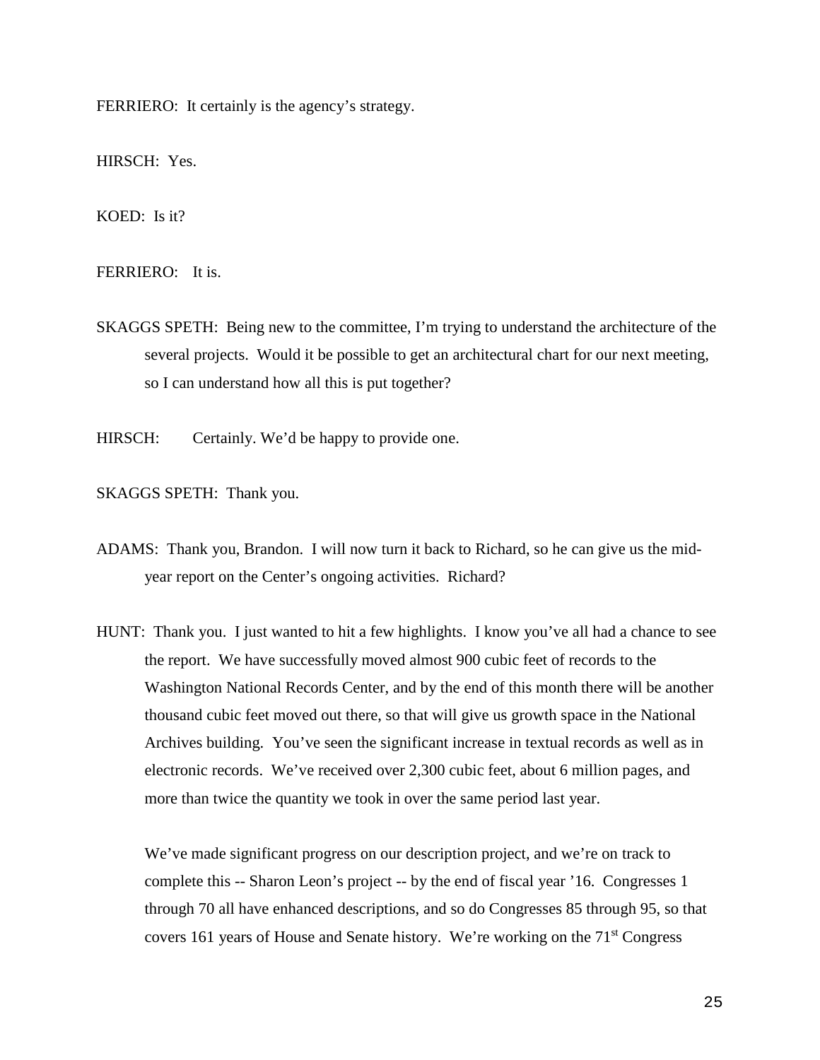FERRIERO: It certainly is the agency's strategy.

HIRSCH: Yes.

KOED: Is it?

FERRIERO: It is.

SKAGGS SPETH: Being new to the committee, I'm trying to understand the architecture of the several projects. Would it be possible to get an architectural chart for our next meeting, so I can understand how all this is put together?

HIRSCH: Certainly. We'd be happy to provide one.

SKAGGS SPETH: Thank you.

ADAMS: Thank you, Brandon. I will now turn it back to Richard, so he can give us the mid-year report on the Center's ongoing activities. Richard?

HUNT: Thank you. I just wanted to hit a few highlights. I know you've all had a chance to see the report. We have successfully moved almost 900 cubic feet of records to the Washington National Records Center, and by the end of this month there will be another thousand cubic feet moved out there, so that will give us growth space in the National Archives building. You've seen the significant increase in textual records as well as in electronic records. We've received over 2,300 cubic feet, about 6 million pages, and more than twice the quantity we took in over the same period last year.

We've made significant progress on our description project, and we're on track to complete this -- Sharon Leon's project -- by the end of fiscal year '16. Congresses 1 through 70 all have enhanced descriptions, and so do Congresses 85 through 95, so that covers 161 years of House and Senate history. We're working on the 71st Congress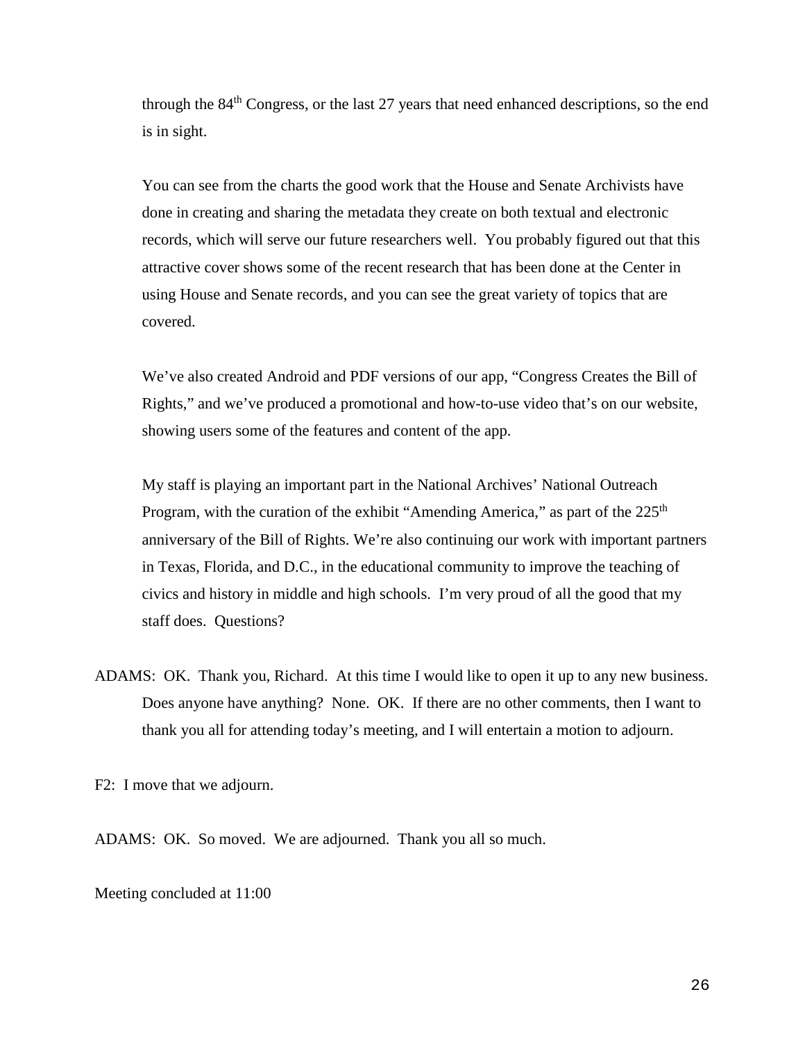through the 84th Congress, or the last 27 years that need enhanced descriptions, so the end is in sight.

You can see from the charts the good work that the House and Senate Archivists have done in creating and sharing the metadata they create on both textual and electronic records, which will serve our future researchers well. You probably figured out that this attractive cover shows some of the recent research that has been done at the Center in using House and Senate records, and you can see the great variety of topics that are covered.

We've also created Android and PDF versions of our app, "Congress Creates the Bill of Rights," and we've produced a promotional and how-to-use video that's on our website, showing users some of the features and content of the app.

My staff is playing an important part in the National Archives' National Outreach Program, with the curation of the exhibit "Amending America," as part of the 225th anniversary of the Bill of Rights. We're also continuing our work with important partners in Texas, Florida, and D.C., in the educational community to improve the teaching of civics and history in middle and high schools. I'm very proud of all the good that my staff does. Questions?

ADAMS: OK. Thank you, Richard. At this time I would like to open it up to any new business. Does anyone have anything? None. OK. If there are no other comments, then I want to thank you all for attending today's meeting, and I will entertain a motion to adjourn.

F2: I move that we adjourn.

ADAMS: OK. So moved. We are adjourned. Thank you all so much.

Meeting concluded at 11:00